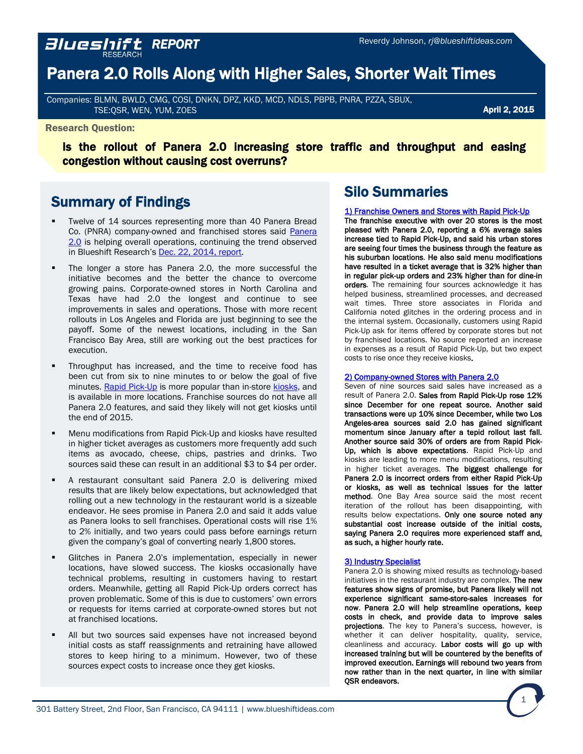**Blueshift RESEARCH REPORT**

Reverdy Johnson, *rj@blueshiftideas.com*

# Panera 2.0 Rolls Along with Higher Sales, Shorter Wait Times

Companies: BLMN, BWLD, CMG, COSI, DNKN, DPZ, KKD, MCD, NDLS, PBPB, PNRA, PZZA, SBUX, TSE:QSR, WEN, YUM, ZOES

**April 2, 2015**

**Research Question:**

**Is the rollout of Panera 2.0 increasing store traffic and throughput and easing congestion without causing cost overruns?**

## Summary of Findings

- Twelve of 14 sources representing more than 40 Panera Bread Co. (PNRA) company-owned and franchised stores said Panera 2.0 is helping overall operations, continuing the trend observed in Blueshift Research's Dec. 22, 2014, report.
- The longer a store has Panera 2.0, the more successful the initiative becomes and the better the chance to overcome growing pains. Corporate-owned stores in North Carolina and Texas have had 2.0 the longest and continue to see improvements in sales and operations. Those with more recent rollouts in Los Angeles and Florida are just beginning to see the payoff. Some of the newest locations, including in the San Francisco Bay Area, still are working out the best practices for execution.
- Throughput has increased, and the time to receive food has been cut from six to nine minutes to or below the goal of five minutes. Rapid Pick-Up is more popular than in-store kiosks, and is available in more locations. Franchise sources do not have all Panera 2.0 features, and said they likely will not get kiosks until the end of 2015.
- Menu modifications from Rapid Pick-Up and kiosks have resulted in higher ticket averages as customers more frequently add such items as avocado, cheese, chips, pastries and drinks. Two sources said these can result in an additional $3 to $4 per order.
- A restaurant consultant said Panera 2.0 is delivering mixed results that are likely below expectations, but acknowledged that rolling out a new technology in the restaurant world is a sizeable endeavor. He sees promise in Panera 2.0 and said it adds value as Panera looks to sell franchises. Operational costs will rise 1% to 2% initially, and two years could pass before earnings return given the company's goal of converting nearly 1,800 stores.
- Glitches in Panera 2.0's implementation, especially in newer locations, have slowed success. The kiosks occasionally have technical problems, resulting in customers having to restart orders. Meanwhile, getting all Rapid Pick-Up orders correct has proven problematic. Some of this is due to customers' own errors or requests for items carried at corporate-owned stores but not at franchised locations.
- All but two sources said expenses have not increased beyond initial costs as staff reassignments and retraining have allowed stores to keep hiring to a minimum. However, two of these sources expect costs to increase once they get kiosks.

## Silo Summaries

### 1) Franchise Owners and Stores with Rapid Pick-Up

**The franchise executive with over 20 stores is the most pleased with Panera 2.0, reporting a 6% average sales increase tied to Rapid Pick-Up, and said his urban stores are seeing four times the business through the feature as his suburban locations. He also said menu modifications have resulted in a ticket average that is 32% higher than in regular pick-up orders and 23% higher than for dine-in orders**. The remaining four sources acknowledge it has helped business, streamlined processes, and decreased wait times. Three store associates in Florida and California noted glitches in the ordering process and in the internal system. Occasionally, customers using Rapid Pick-Up ask for items offered by corporate stores but not by franchised locations. No source reported an increase in expenses as a result of Rapid Pick-Up, but two expect costs to rise once they receive kiosks**.**

### 2) Company-owned Stores with Panera 2.0

Seven of nine sources said sales have increased as a result of Panera 2.0. **Sales from Rapid Pick-Up rose 12% since December for one repeat source. Another said transactions were up 10% since December, while two Los Angeles-area sources said 2.0 has gained significant momentum since January after a tepid rollout last fall. Another source said 30% of orders are from Rapid Pick-Up, which is above expectations**. Rapid Pick-Up and kiosks are leading to more menu modifications, resulting in higher ticket averages. **The biggest challenge for Panera 2.0 is incorrect orders from either Rapid Pick-Up or kiosks, as well as technical issues for the latter method**. One Bay Area source said the most recent iteration of the rollout has been disappointing, with results below expectations. **Only one source noted any substantial cost increase outside of the initial costs, saying Panera 2.0 requires more experienced staff and, as such, a higher hourly rate.**

### 3) Industry Specialist

Panera 2.0 is showing mixed results as technology-based initiatives in the restaurant industry are complex. **The new features show signs of promise, but Panera likely will not experience significant same-store-sales increases for now. Panera 2.0 will help streamline operations, keep costs in check, and provide data to improve sales projections**. The key to Panera's success, however, is whether it can deliver hospitality, quality, service, cleanliness and accuracy. **Labor costs will go up with increased training but will be countered by the benefits of improved execution. Earnings will rebound two years from now rather than in the next quarter, in line with similar QSR endeavors.**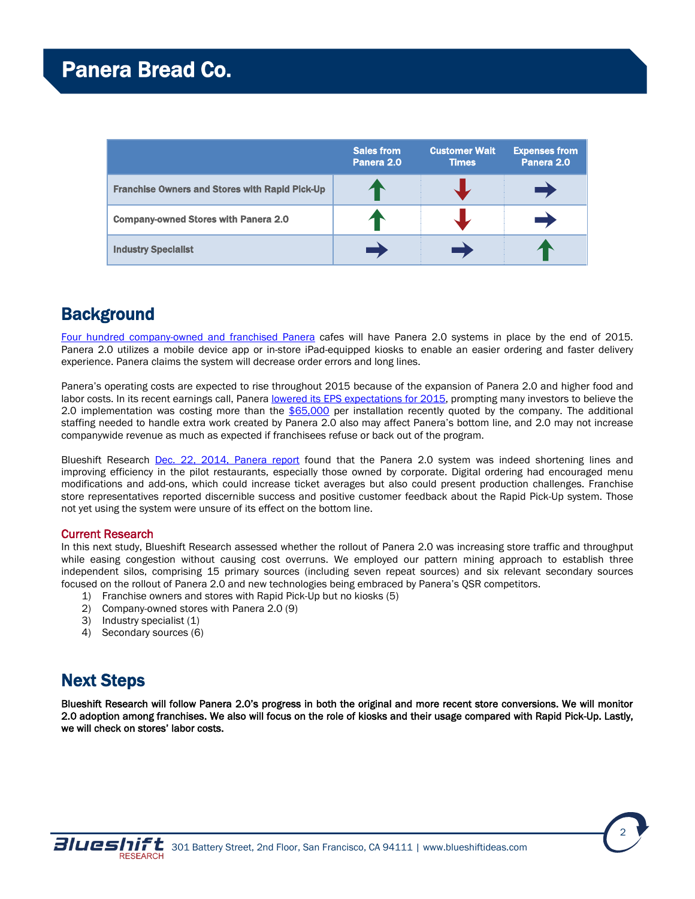# Panera Bread Co.

| | Sales from Panera 2.0 | Customer Wait Times | Expenses from Panera 2.0 |
|---|---|---|---|
| Franchise Owners and Stores with Rapid Pick-Up | ↑ | ↓ | → |
| Company-owned Stores with Panera 2.0 | ↑ | ↓ | → |
| Industry Specialist | → | → | ↑ |

## Background

Four hundred company-owned and franchised Panera cafes will have Panera 2.0 systems in place by the end of 2015. Panera 2.0 utilizes a mobile device app or in-store iPad-equipped kiosks to enable an easier ordering and faster delivery experience. Panera claims the system will decrease order errors and long lines.

Panera's operating costs are expected to rise throughout 2015 because of the expansion of Panera 2.0 and higher food and labor costs. In its recent earnings call, Panera lowered its EPS expectations for 2015, prompting many investors to believe the 2.0 implementation was costing more than the $65,000 per installation recently quoted by the company. The additional staffing needed to handle extra work created by Panera 2.0 also may affect Panera's bottom line, and 2.0 may not increase companywide revenue as much as expected if franchisees refuse or back out of the program.

Blueshift Research Dec. 22, 2014, Panera report found that the Panera 2.0 system was indeed shortening lines and improving efficiency in the pilot restaurants, especially those owned by corporate. Digital ordering had encouraged menu modifications and add-ons, which could increase ticket averages but also could present production challenges. Franchise store representatives reported discernible success and positive customer feedback about the Rapid Pick-Up system. Those not yet using the system were unsure of its effect on the bottom line.

### Current Research

In this next study, Blueshift Research assessed whether the rollout of Panera 2.0 was increasing store traffic and throughput while easing congestion without causing cost overruns. We employed our pattern mining approach to establish three independent silos, comprising 15 primary sources (including seven repeat sources) and six relevant secondary sources focused on the rollout of Panera 2.0 and new technologies being embraced by Panera's QSR competitors.

1) Franchise owners and stores with Rapid Pick-Up but no kiosks (5)
2) Company-owned stores with Panera 2.0 (9)
3) Industry specialist (1)
4) Secondary sources (6)

## Next Steps

**Blueshift Research will follow Panera 2.0's progress in both the original and more recent store conversions. We will monitor 2.0 adoption among franchises. We also will focus on the role of kiosks and their usage compared with Rapid Pick-Up. Lastly, we will check on stores' labor costs.**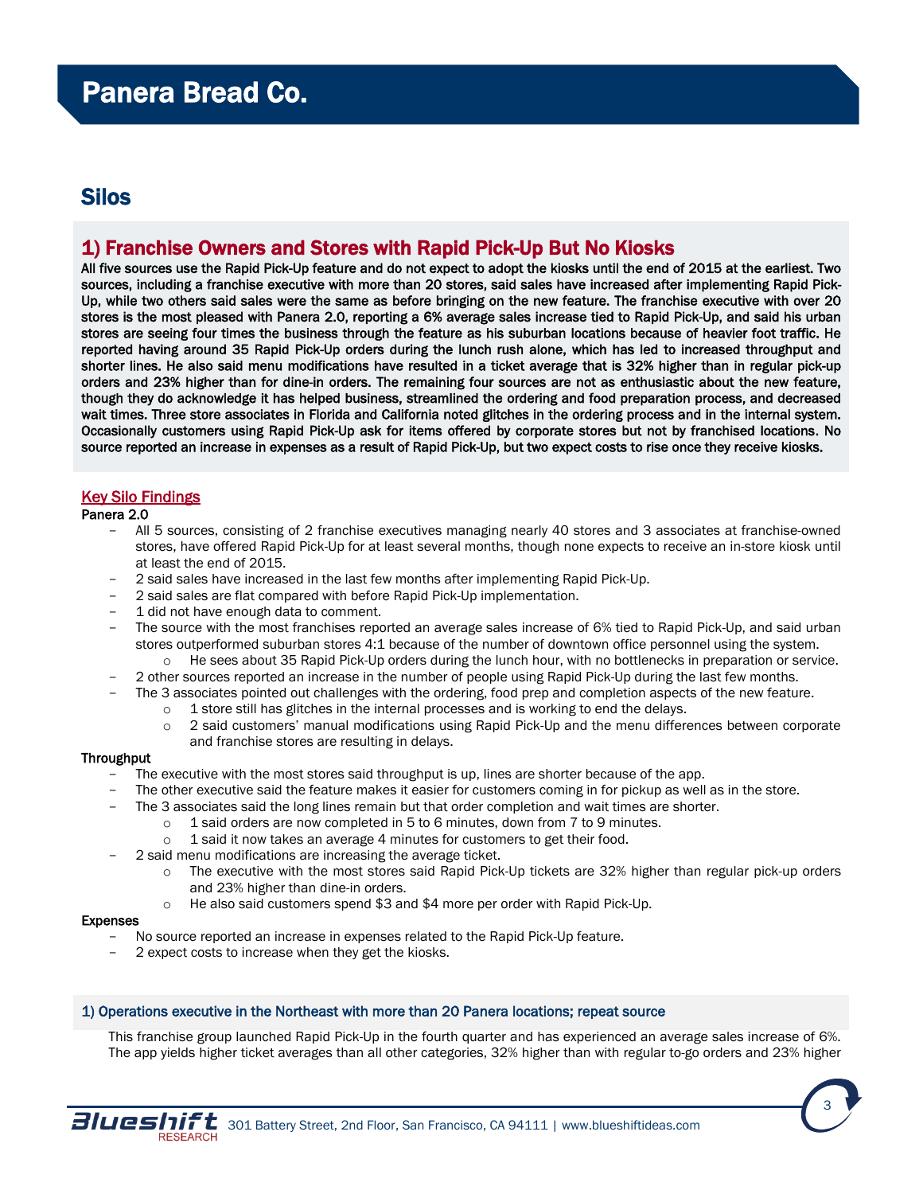# Panera Bread Co.

## Silos

### 1) Franchise Owners and Stores with Rapid Pick-Up But No Kiosks

**All five sources use the Rapid Pick-Up feature and do not expect to adopt the kiosks until the end of 2015 at the earliest. Two sources, including a franchise executive with more than 20 stores, said sales have increased after implementing Rapid Pick-Up, while two others said sales were the same as before bringing on the new feature. The franchise executive with over 20 stores is the most pleased with Panera 2.0, reporting a 6% average sales increase tied to Rapid Pick-Up, and said his urban stores are seeing four times the business through the feature as his suburban locations because of heavier foot traffic. He reported having around 35 Rapid Pick-Up orders during the lunch rush alone, which has led to increased throughput and shorter lines. He also said menu modifications have resulted in a ticket average that is 32% higher than in regular pick-up orders and 23% higher than for dine-in orders. The remaining four sources are not as enthusiastic about the new feature, though they do acknowledge it has helped business, streamlined the ordering and food preparation process, and decreased wait times. Three store associates in Florida and California noted glitches in the ordering process and in the internal system. Occasionally customers using Rapid Pick-Up ask for items offered by corporate stores but not by franchised locations. No source reported an increase in expenses as a result of Rapid Pick-Up, but two expect costs to rise once they receive kiosks.**

#### Key Silo Findings

**Panera 2.0**

- All 5 sources, consisting of 2 franchise executives managing nearly 40 stores and 3 associates at franchise-owned stores, have offered Rapid Pick-Up for at least several months, though none expects to receive an in-store kiosk until at least the end of 2015.
- 2 said sales have increased in the last few months after implementing Rapid Pick-Up.
- 2 said sales are flat compared with before Rapid Pick-Up implementation.
- 1 did not have enough data to comment.
- The source with the most franchises reported an average sales increase of 6% tied to Rapid Pick-Up, and said urban stores outperformed suburban stores 4:1 because of the number of downtown office personnel using the system.
  - He sees about 35 Rapid Pick-Up orders during the lunch hour, with no bottlenecks in preparation or service.
- 2 other sources reported an increase in the number of people using Rapid Pick-Up during the last few months.
- The 3 associates pointed out challenges with the ordering, food prep and completion aspects of the new feature.
  - 1 store still has glitches in the internal processes and is working to end the delays.
  - 2 said customers' manual modifications using Rapid Pick-Up and the menu differences between corporate and franchise stores are resulting in delays.

**Throughput**

- The executive with the most stores said throughput is up, lines are shorter because of the app.
- The other executive said the feature makes it easier for customers coming in for pickup as well as in the store.
- The 3 associates said the long lines remain but that order completion and wait times are shorter.
  - 1 said orders are now completed in 5 to 6 minutes, down from 7 to 9 minutes.
  - 1 said it now takes an average 4 minutes for customers to get their food.
- 2 said menu modifications are increasing the average ticket.
  - The executive with the most stores said Rapid Pick-Up tickets are 32% higher than regular pick-up orders and 23% higher than dine-in orders.
  - He also said customers spend $3 and $4 more per order with Rapid Pick-Up.

**Expenses**

- No source reported an increase in expenses related to the Rapid Pick-Up feature.
- 2 expect costs to increase when they get the kiosks.

#### 1) Operations executive in the Northeast with more than 20 Panera locations; repeat source

This franchise group launched Rapid Pick-Up in the fourth quarter and has experienced an average sales increase of 6%. The app yields higher ticket averages than all other categories, 32% higher than with regular to-go orders and 23% higher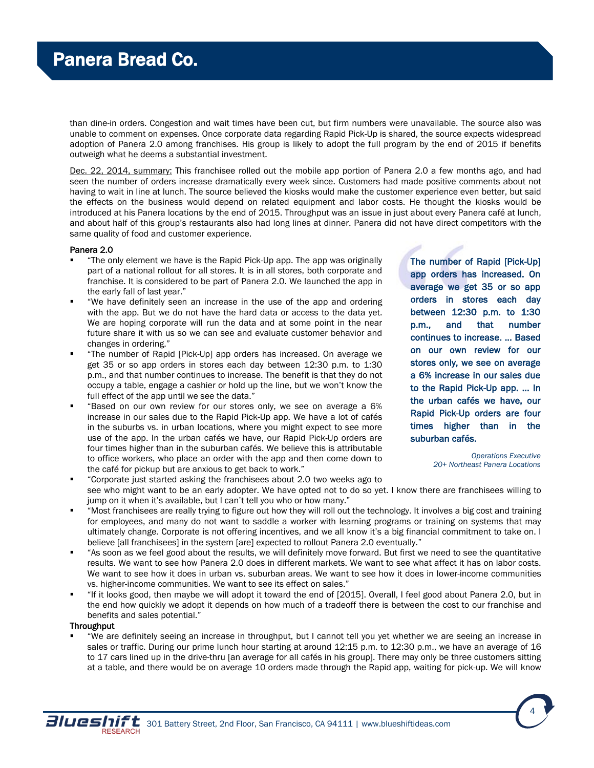than dine-in orders. Congestion and wait times have been cut, but firm numbers were unavailable. The source also was unable to comment on expenses. Once corporate data regarding Rapid Pick-Up is shared, the source expects widespread adoption of Panera 2.0 among franchises. His group is likely to adopt the full program by the end of 2015 if benefits outweigh what he deems a substantial investment.

Dec. 22, 2014, summary: This franchisee rolled out the mobile app portion of Panera 2.0 a few months ago, and had seen the number of orders increase dramatically every week since. Customers had made positive comments about not having to wait in line at lunch. The source believed the kiosks would make the customer experience even better, but said the effects on the business would depend on related equipment and labor costs. He thought the kiosks would be introduced at his Panera locations by the end of 2015. Throughput was an issue in just about every Panera café at lunch, and about half of this group's restaurants also had long lines at dinner. Panera did not have direct competitors with the same quality of food and customer experience.

> **The number of Rapid [Pick-Up] app orders has increased. On average we get 35 or so app orders in stores each day between 12:30 p.m. to 1:30 p.m., and that number continues to increase. … Based on our own review for our stores only, we see on average a 6% increase in our sales due to the Rapid Pick-Up app. … In the urban cafés we have, our Rapid Pick-Up orders are four times higher than in the suburban cafés.**
>
> *Operations Executive*
> *20+ Northeast Panera Locations*

**Panera 2.0**

- "The only element we have is the Rapid Pick-Up app. The app was originally part of a national rollout for all stores. It is in all stores, both corporate and franchise. It is considered to be part of Panera 2.0. We launched the app in the early fall of last year."
- "We have definitely seen an increase in the use of the app and ordering with the app. But we do not have the hard data or access to the data yet. We are hoping corporate will run the data and at some point in the near future share it with us so we can see and evaluate customer behavior and changes in ordering."
- "The number of Rapid [Pick-Up] app orders has increased. On average we get 35 or so app orders in stores each day between 12:30 p.m. to 1:30 p.m., and that number continues to increase. The benefit is that they do not occupy a table, engage a cashier or hold up the line, but we won't know the full effect of the app until we see the data."
- "Based on our own review for our stores only, we see on average a 6% increase in our sales due to the Rapid Pick-Up app. We have a lot of cafés in the suburbs vs. in urban locations, where you might expect to see more use of the app. In the urban cafés we have, our Rapid Pick-Up orders are four times higher than in the suburban cafés. We believe this is attributable to office workers, who place an order with the app and then come down to the café for pickup but are anxious to get back to work."
- "Corporate just started asking the franchisees about 2.0 two weeks ago to see who might want to be an early adopter. We have opted not to do so yet. I know there are franchisees willing to jump on it when it's available, but I can't tell you who or how many."
- "Most franchisees are really trying to figure out how they will roll out the technology. It involves a big cost and training for employees, and many do not want to saddle a worker with learning programs or training on systems that may ultimately change. Corporate is not offering incentives, and we all know it's a big financial commitment to take on. I believe [all franchisees] in the system [are] expected to rollout Panera 2.0 eventually."
- "As soon as we feel good about the results, we will definitely move forward. But first we need to see the quantitative results. We want to see how Panera 2.0 does in different markets. We want to see what affect it has on labor costs. We want to see how it does in urban vs. suburban areas. We want to see how it does in lower-income communities vs. higher-income communities. We want to see its effect on sales."
- "If it looks good, then maybe we will adopt it toward the end of [2015]. Overall, I feel good about Panera 2.0, but in the end how quickly we adopt it depends on how much of a tradeoff there is between the cost to our franchise and benefits and sales potential."

**Throughput**

- "We are definitely seeing an increase in throughput, but I cannot tell you yet whether we are seeing an increase in sales or traffic. During our prime lunch hour starting at around 12:15 p.m. to 12:30 p.m., we have an average of 16 to 17 cars lined up in the drive-thru [an average for all cafés in his group]. There may only be three customers sitting at a table, and there would be on average 10 orders made through the Rapid app, waiting for pick-up. We will know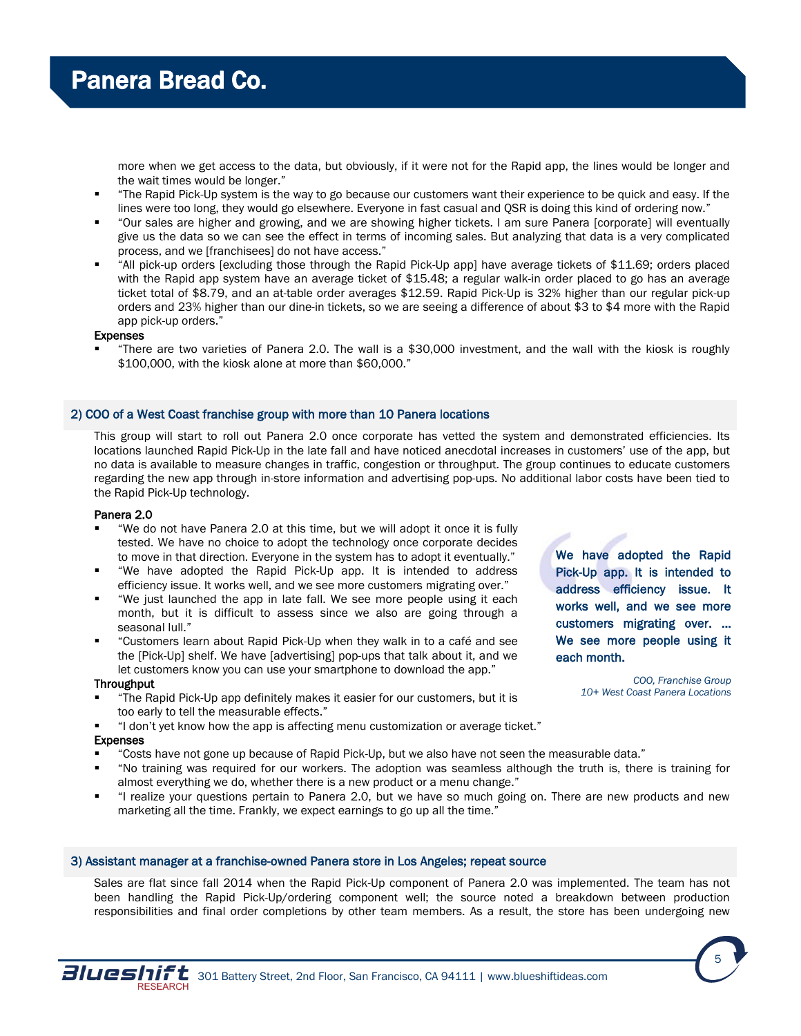more when we get access to the data, but obviously, if it were not for the Rapid app, the lines would be longer and the wait times would be longer."

- "The Rapid Pick-Up system is the way to go because our customers want their experience to be quick and easy. If the lines were too long, they would go elsewhere. Everyone in fast casual and QSR is doing this kind of ordering now."
- "Our sales are higher and growing, and we are showing higher tickets. I am sure Panera [corporate] will eventually give us the data so we can see the effect in terms of incoming sales. But analyzing that data is a very complicated process, and we [franchisees] do not have access."
- "All pick-up orders [excluding those through the Rapid Pick-Up app] have average tickets of $11.69; orders placed with the Rapid app system have an average ticket of $15.48; a regular walk-in order placed to go has an average ticket total of $8.79, and an at-table order averages $12.59. Rapid Pick-Up is 32% higher than our regular pick-up orders and 23% higher than our dine-in tickets, so we are seeing a difference of about $3 to $4 more with the Rapid app pick-up orders."

**Expenses**

- "There are two varieties of Panera 2.0. The wall is a $30,000 investment, and the wall with the kiosk is roughly $100,000, with the kiosk alone at more than $60,000."

## 2) COO of a West Coast franchise group with more than 10 Panera locations

This group will start to roll out Panera 2.0 once corporate has vetted the system and demonstrated efficiencies. Its locations launched Rapid Pick-Up in the late fall and have noticed anecdotal increases in customers' use of the app, but no data is available to measure changes in traffic, congestion or throughput. The group continues to educate customers regarding the new app through in-store information and advertising pop-ups. No additional labor costs have been tied to the Rapid Pick-Up technology.

**Panera 2.0**

- "We do not have Panera 2.0 at this time, but we will adopt it once it is fully tested. We have no choice to adopt the technology once corporate decides to move in that direction. Everyone in the system has to adopt it eventually."
- "We have adopted the Rapid Pick-Up app. It is intended to address efficiency issue. It works well, and we see more customers migrating over."
- "We just launched the app in late fall. We see more people using it each month, but it is difficult to assess since we also are going through a seasonal lull."
- "Customers learn about Rapid Pick-Up when they walk in to a café and see the [Pick-Up] shelf. We have [advertising] pop-ups that talk about it, and we let customers know you can use your smartphone to download the app."

> **We have adopted the Rapid Pick-Up app. It is intended to address efficiency issue. It works well, and we see more customers migrating over. … We see more people using it each month.**
>
> *COO, Franchise Group*
> *10+ West Coast Panera Locations*

**Throughput**

- "The Rapid Pick-Up app definitely makes it easier for our customers, but it is too early to tell the measurable effects."
- "I don't yet know how the app is affecting menu customization or average ticket."

**Expenses**

- "Costs have not gone up because of Rapid Pick-Up, but we also have not seen the measurable data."
- "No training was required for our workers. The adoption was seamless although the truth is, there is training for almost everything we do, whether there is a new product or a menu change."
- "I realize your questions pertain to Panera 2.0, but we have so much going on. There are new products and new marketing all the time. Frankly, we expect earnings to go up all the time."

## 3) Assistant manager at a franchise-owned Panera store in Los Angeles; repeat source

Sales are flat since fall 2014 when the Rapid Pick-Up component of Panera 2.0 was implemented. The team has not been handling the Rapid Pick-Up/ordering component well; the source noted a breakdown between production responsibilities and final order completions by other team members. As a result, the store has been undergoing new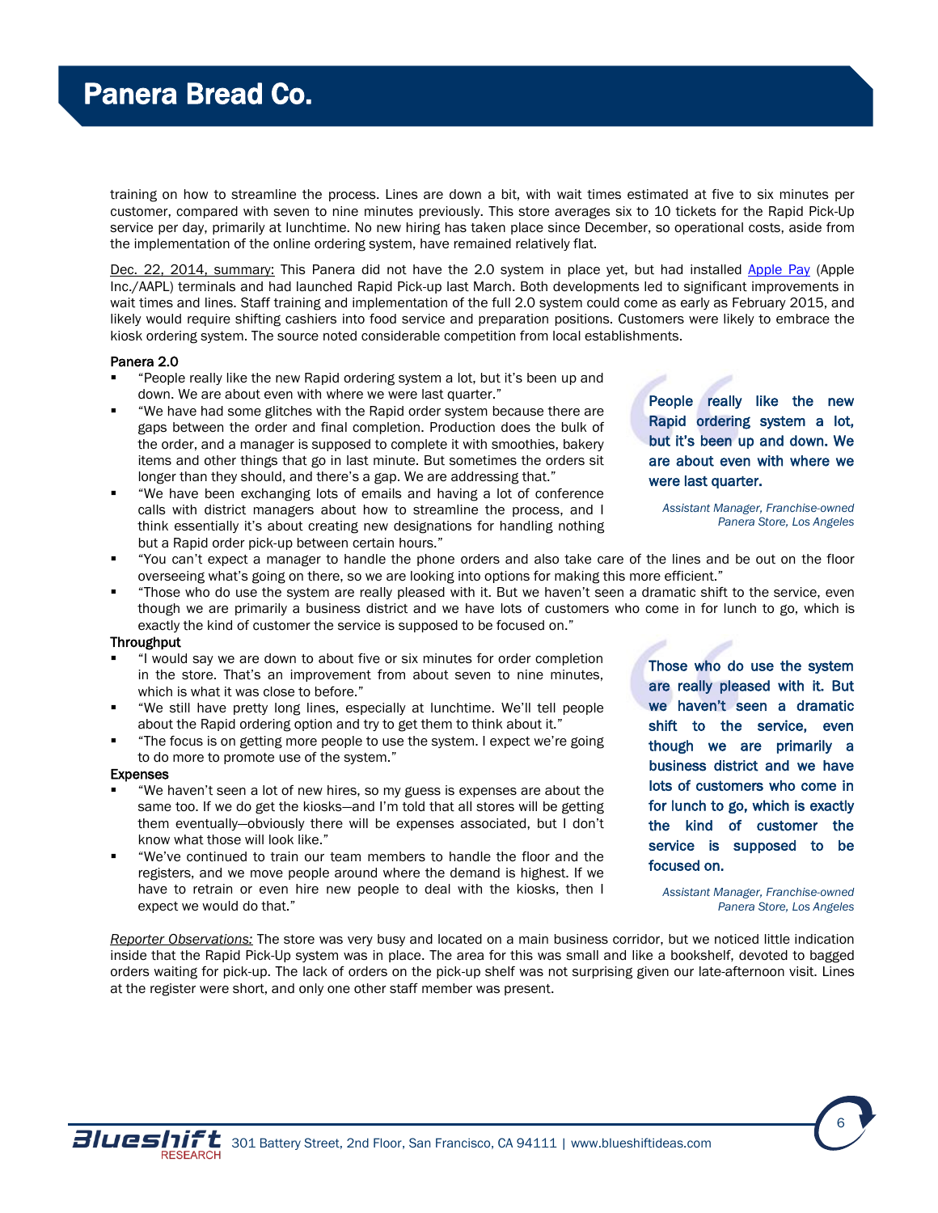training on how to streamline the process. Lines are down a bit, with wait times estimated at five to six minutes per customer, compared with seven to nine minutes previously. This store averages six to 10 tickets for the Rapid Pick-Up service per day, primarily at lunchtime. No new hiring has taken place since December, so operational costs, aside from the implementation of the online ordering system, have remained relatively flat.

Dec. 22, 2014, summary: This Panera did not have the 2.0 system in place yet, but had installed Apple Pay (Apple Inc./AAPL) terminals and had launched Rapid Pick-up last March. Both developments led to significant improvements in wait times and lines. Staff training and implementation of the full 2.0 system could come as early as February 2015, and likely would require shifting cashiers into food service and preparation positions. Customers were likely to embrace the kiosk ordering system. The source noted considerable competition from local establishments.

**Panera 2.0**

- "People really like the new Rapid ordering system a lot, but it's been up and down. We are about even with where we were last quarter."
- "We have had some glitches with the Rapid order system because there are gaps between the order and final completion. Production does the bulk of the order, and a manager is supposed to complete it with smoothies, bakery items and other things that go in last minute. But sometimes the orders sit longer than they should, and there's a gap. We are addressing that."
- "We have been exchanging lots of emails and having a lot of conference calls with district managers about how to streamline the process, and I think essentially it's about creating new designations for handling nothing but a Rapid order pick-up between certain hours."
- "You can't expect a manager to handle the phone orders and also take care of the lines and be out on the floor overseeing what's going on there, so we are looking into options for making this more efficient."
- "Those who do use the system are really pleased with it. But we haven't seen a dramatic shift to the service, even though we are primarily a business district and we have lots of customers who come in for lunch to go, which is exactly the kind of customer the service is supposed to be focused on."

> **People really like the new Rapid ordering system a lot, but it's been up and down. We are about even with where we were last quarter.**
>
> *Assistant Manager, Franchise-owned Panera Store, Los Angeles*

**Throughput**

- "I would say we are down to about five or six minutes for order completion in the store. That's an improvement from about seven to nine minutes, which is what it was close to before."
- "We still have pretty long lines, especially at lunchtime. We'll tell people about the Rapid ordering option and try to get them to think about it."
- "The focus is on getting more people to use the system. I expect we're going to do more to promote use of the system."

> **Those who do use the system are really pleased with it. But we haven't seen a dramatic shift to the service, even though we are primarily a business district and we have lots of customers who come in for lunch to go, which is exactly the kind of customer the service is supposed to be focused on.**
>
> *Assistant Manager, Franchise-owned Panera Store, Los Angeles*

**Expenses**

- "We haven't seen a lot of new hires, so my guess is expenses are about the same too. If we do get the kiosks—and I'm told that all stores will be getting them eventually—obviously there will be expenses associated, but I don't know what those will look like."
- "We've continued to train our team members to handle the floor and the registers, and we move people around where the demand is highest. If we have to retrain or even hire new people to deal with the kiosks, then I expect we would do that."

*Reporter Observations:* The store was very busy and located on a main business corridor, but we noticed little indication inside that the Rapid Pick-Up system was in place. The area for this was small and like a bookshelf, devoted to bagged orders waiting for pick-up. The lack of orders on the pick-up shelf was not surprising given our late-afternoon visit. Lines at the register were short, and only one other staff member was present.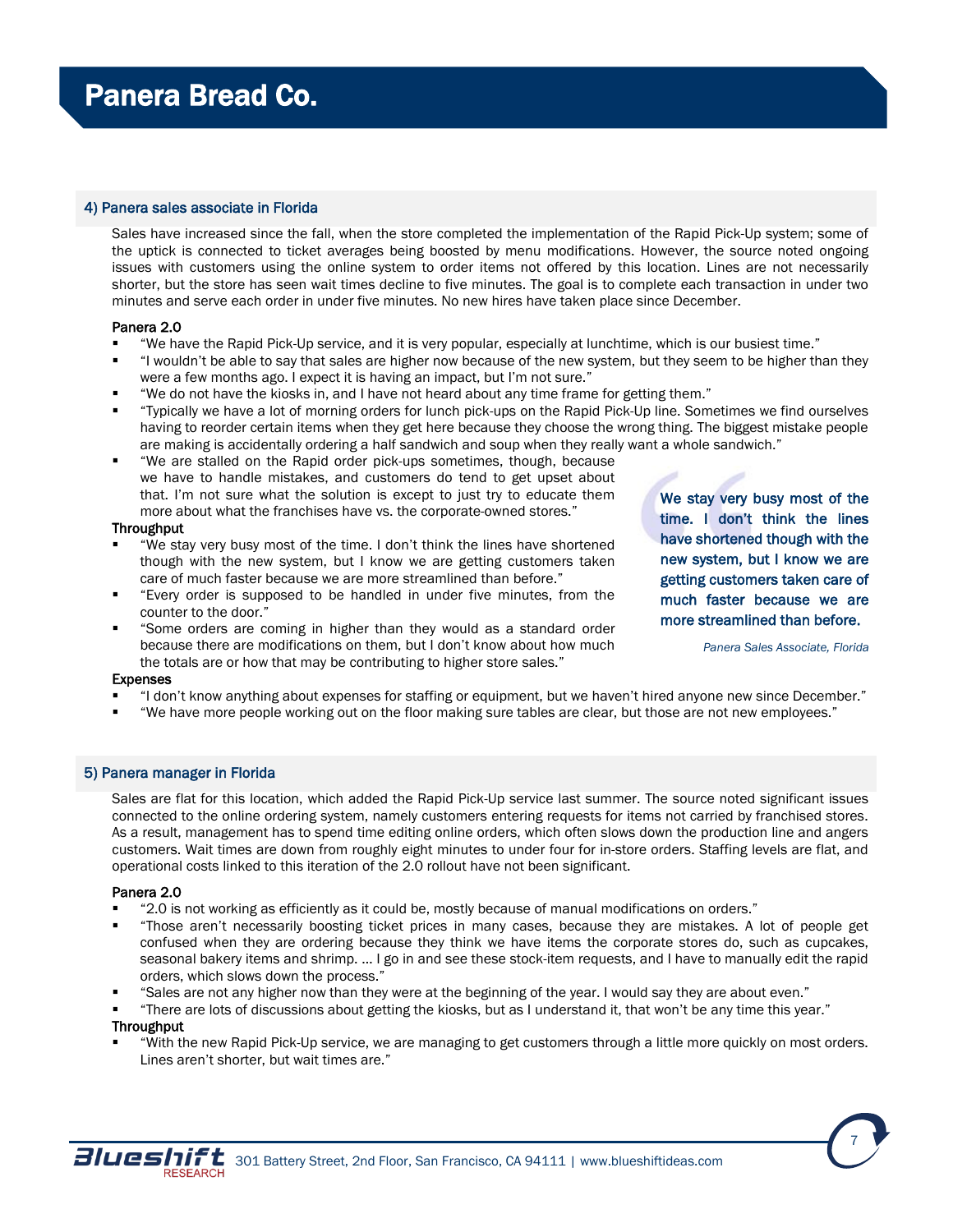## 4) Panera sales associate in Florida

Sales have increased since the fall, when the store completed the implementation of the Rapid Pick-Up system; some of the uptick is connected to ticket averages being boosted by menu modifications. However, the source noted ongoing issues with customers using the online system to order items not offered by this location. Lines are not necessarily shorter, but the store has seen wait times decline to five minutes. The goal is to complete each transaction in under two minutes and serve each order in under five minutes. No new hires have taken place since December.

**Panera 2.0**

- "We have the Rapid Pick-Up service, and it is very popular, especially at lunchtime, which is our busiest time."
- "I wouldn't be able to say that sales are higher now because of the new system, but they seem to be higher than they were a few months ago. I expect it is having an impact, but I'm not sure."
- "We do not have the kiosks in, and I have not heard about any time frame for getting them."
- "Typically we have a lot of morning orders for lunch pick-ups on the Rapid Pick-Up line. Sometimes we find ourselves having to reorder certain items when they get here because they choose the wrong thing. The biggest mistake people are making is accidentally ordering a half sandwich and soup when they really want a whole sandwich."
- "We are stalled on the Rapid order pick-ups sometimes, though, because we have to handle mistakes, and customers do tend to get upset about that. I'm not sure what the solution is except to just try to educate them more about what the franchises have vs. the corporate-owned stores."

**Throughput**

- "We stay very busy most of the time. I don't think the lines have shortened though with the new system, but I know we are getting customers taken care of much faster because we are more streamlined than before."
- "Every order is supposed to be handled in under five minutes, from the counter to the door."
- "Some orders are coming in higher than they would as a standard order because there are modifications on them, but I don't know about how much the totals are or how that may be contributing to higher store sales."

> **We stay very busy most of the time. I don't think the lines have shortened though with the new system, but I know we are getting customers taken care of much faster because we are more streamlined than before.**
>
> *Panera Sales Associate, Florida*

**Expenses**

- "I don't know anything about expenses for staffing or equipment, but we haven't hired anyone new since December."
- "We have more people working out on the floor making sure tables are clear, but those are not new employees."

## 5) Panera manager in Florida

Sales are flat for this location, which added the Rapid Pick-Up service last summer. The source noted significant issues connected to the online ordering system, namely customers entering requests for items not carried by franchised stores. As a result, management has to spend time editing online orders, which often slows down the production line and angers customers. Wait times are down from roughly eight minutes to under four for in-store orders. Staffing levels are flat, and operational costs linked to this iteration of the 2.0 rollout have not been significant.

**Panera 2.0**

- "2.0 is not working as efficiently as it could be, mostly because of manual modifications on orders."
- "Those aren't necessarily boosting ticket prices in many cases, because they are mistakes. A lot of people get confused when they are ordering because they think we have items the corporate stores do, such as cupcakes, seasonal bakery items and shrimp. … I go in and see these stock-item requests, and I have to manually edit the rapid orders, which slows down the process."
- "Sales are not any higher now than they were at the beginning of the year. I would say they are about even."
- "There are lots of discussions about getting the kiosks, but as I understand it, that won't be any time this year."

**Throughput**

- "With the new Rapid Pick-Up service, we are managing to get customers through a little more quickly on most orders. Lines aren't shorter, but wait times are."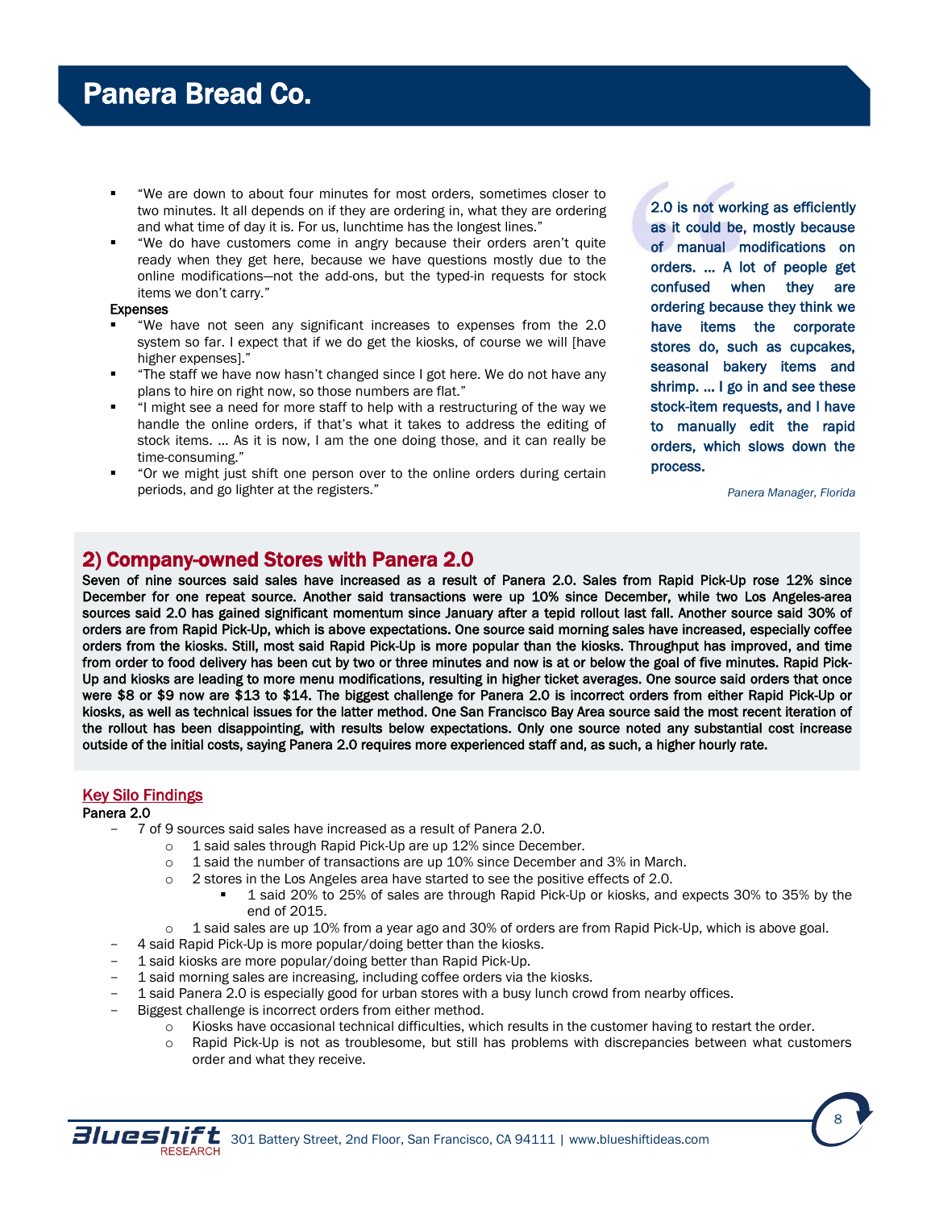# Panera Bread Co.

- "We are down to about four minutes for most orders, sometimes closer to two minutes. It all depends on if they are ordering in, what they are ordering and what time of day it is. For us, lunchtime has the longest lines."
- "We do have customers come in angry because their orders aren't quite ready when they get here, because we have questions mostly due to the online modifications—not the add-ons, but the typed-in requests for stock items we don't carry."

Expenses

- "We have not seen any significant increases to expenses from the 2.0 system so far. I expect that if we do get the kiosks, of course we will [have higher expenses]."
- "The staff we have now hasn't changed since I got here. We do not have any plans to hire on right now, so those numbers are flat."
- "I might see a need for more staff to help with a restructuring of the way we handle the online orders, if that's what it takes to address the editing of stock items. … As it is now, I am the one doing those, and it can really be time-consuming."
- "Or we might just shift one person over to the online orders during certain periods, and go lighter at the registers."

> **2.0 is not working as efficiently as it could be, mostly because of manual modifications on orders. … A lot of people get confused when they are ordering because they think we have items the corporate stores do, such as cupcakes, seasonal bakery items and shrimp. … I go in and see these stock-item requests, and I have to manually edit the rapid orders, which slows down the process.**
>
> *Panera Manager, Florida*

## 2) Company-owned Stores with Panera 2.0

**Seven of nine sources said sales have increased as a result of Panera 2.0. Sales from Rapid Pick-Up rose 12% since December for one repeat source. Another said transactions were up 10% since December, while two Los Angeles-area sources said 2.0 has gained significant momentum since January after a tepid rollout last fall. Another source said 30% of orders are from Rapid Pick-Up, which is above expectations. One source said morning sales have increased, especially coffee orders from the kiosks. Still, most said Rapid Pick-Up is more popular than the kiosks. Throughput has improved, and time from order to food delivery has been cut by two or three minutes and now is at or below the goal of five minutes. Rapid Pick-Up and kiosks are leading to more menu modifications, resulting in higher ticket averages. One source said orders that once were $8 or $9 now are $13 to $14. The biggest challenge for Panera 2.0 is incorrect orders from either Rapid Pick-Up or kiosks, as well as technical issues for the latter method. One San Francisco Bay Area source said the most recent iteration of the rollout has been disappointing, with results below expectations. Only one source noted any substantial cost increase outside of the initial costs, saying Panera 2.0 requires more experienced staff and, as such, a higher hourly rate.**

### Key Silo Findings

Panera 2.0

- 7 of 9 sources said sales have increased as a result of Panera 2.0.
  - 1 said sales through Rapid Pick-Up are up 12% since December.
  - 1 said the number of transactions are up 10% since December and 3% in March.
  - 2 stores in the Los Angeles area have started to see the positive effects of 2.0.
    - 1 said 20% to 25% of sales are through Rapid Pick-Up or kiosks, and expects 30% to 35% by the end of 2015.
  - 1 said sales are up 10% from a year ago and 30% of orders are from Rapid Pick-Up, which is above goal.
- 4 said Rapid Pick-Up is more popular/doing better than the kiosks.
- 1 said kiosks are more popular/doing better than Rapid Pick-Up.
- 1 said morning sales are increasing, including coffee orders via the kiosks.
- 1 said Panera 2.0 is especially good for urban stores with a busy lunch crowd from nearby offices.
- Biggest challenge is incorrect orders from either method.
  - Kiosks have occasional technical difficulties, which results in the customer having to restart the order.
  - Rapid Pick-Up is not as troublesome, but still has problems with discrepancies between what customers order and what they receive.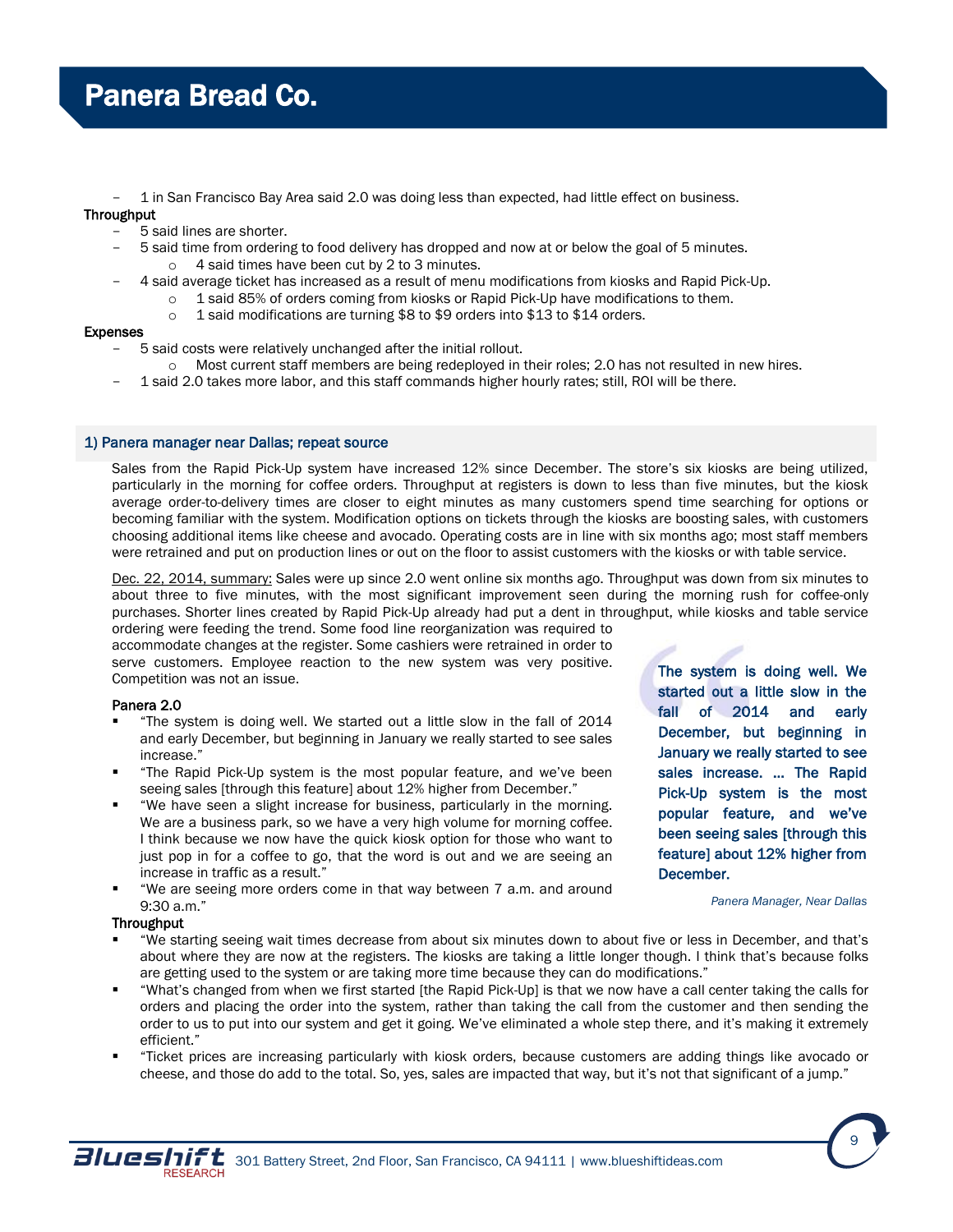- 1 in San Francisco Bay Area said 2.0 was doing less than expected, had little effect on business.

**Throughput**

- 5 said lines are shorter.
- 5 said time from ordering to food delivery has dropped and now at or below the goal of 5 minutes.
  - 4 said times have been cut by 2 to 3 minutes.
- 4 said average ticket has increased as a result of menu modifications from kiosks and Rapid Pick-Up.
  - 1 said 85% of orders coming from kiosks or Rapid Pick-Up have modifications to them.
  - 1 said modifications are turning \$8 to \$9 orders into \$13 to \$14 orders.

**Expenses**

- 5 said costs were relatively unchanged after the initial rollout.
  - Most current staff members are being redeployed in their roles; 2.0 has not resulted in new hires.
- 1 said 2.0 takes more labor, and this staff commands higher hourly rates; still, ROI will be there.

## 1) Panera manager near Dallas; repeat source

Sales from the Rapid Pick-Up system have increased 12% since December. The store's six kiosks are being utilized, particularly in the morning for coffee orders. Throughput at registers is down to less than five minutes, but the kiosk average order-to-delivery times are closer to eight minutes as many customers spend time searching for options or becoming familiar with the system. Modification options on tickets through the kiosks are boosting sales, with customers choosing additional items like cheese and avocado. Operating costs are in line with six months ago; most staff members were retrained and put on production lines or out on the floor to assist customers with the kiosks or with table service.

<u>Dec. 22, 2014, summary:</u> Sales were up since 2.0 went online six months ago. Throughput was down from six minutes to about three to five minutes, with the most significant improvement seen during the morning rush for coffee-only purchases. Shorter lines created by Rapid Pick-Up already had put a dent in throughput, while kiosks and table service ordering were feeding the trend. Some food line reorganization was required to accommodate changes at the register. Some cashiers were retrained in order to serve customers. Employee reaction to the new system was very positive. Competition was not an issue.

> **The system is doing well. We started out a little slow in the fall of 2014 and early December, but beginning in January we really started to see sales increase. … The Rapid Pick-Up system is the most popular feature, and we've been seeing sales [through this feature] about 12% higher from December.**
>
> *Panera Manager, Near Dallas*

**Panera 2.0**

- "The system is doing well. We started out a little slow in the fall of 2014 and early December, but beginning in January we really started to see sales increase."
- "The Rapid Pick-Up system is the most popular feature, and we've been seeing sales [through this feature] about 12% higher from December."
- "We have seen a slight increase for business, particularly in the morning. We are a business park, so we have a very high volume for morning coffee. I think because we now have the quick kiosk option for those who want to just pop in for a coffee to go, that the word is out and we are seeing an increase in traffic as a result."
- "We are seeing more orders come in that way between 7 a.m. and around 9:30 a.m."

**Throughput**

- "We starting seeing wait times decrease from about six minutes down to about five or less in December, and that's about where they are now at the registers. The kiosks are taking a little longer though. I think that's because folks are getting used to the system or are taking more time because they can do modifications."
- "What's changed from when we first started [the Rapid Pick-Up] is that we now have a call center taking the calls for orders and placing the order into the system, rather than taking the call from the customer and then sending the order to us to put into our system and get it going. We've eliminated a whole step there, and it's making it extremely efficient."
- "Ticket prices are increasing particularly with kiosk orders, because customers are adding things like avocado or cheese, and those do add to the total. So, yes, sales are impacted that way, but it's not that significant of a jump."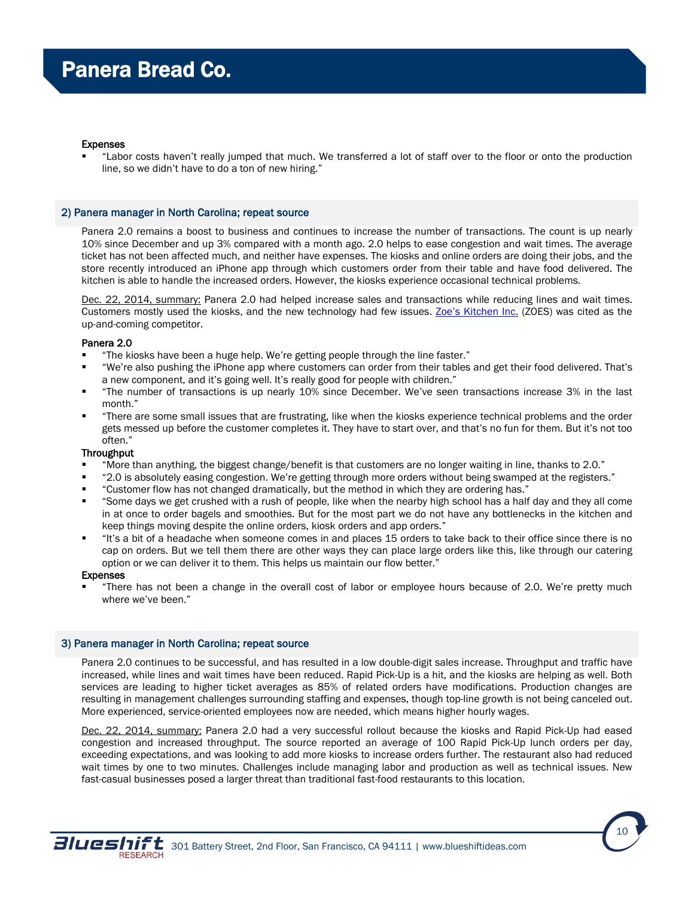**Expenses**

- "Labor costs haven't really jumped that much. We transferred a lot of staff over to the floor or onto the production line, so we didn't have to do a ton of new hiring."

### 2) Panera manager in North Carolina; repeat source

Panera 2.0 remains a boost to business and continues to increase the number of transactions. The count is up nearly 10% since December and up 3% compared with a month ago. 2.0 helps to ease congestion and wait times. The average ticket has not been affected much, and neither have expenses. The kiosks and online orders are doing their jobs, and the store recently introduced an iPhone app through which customers order from their table and have food delivered. The kitchen is able to handle the increased orders. However, the kiosks experience occasional technical problems.

Dec. 22, 2014, summary: Panera 2.0 had helped increase sales and transactions while reducing lines and wait times. Customers mostly used the kiosks, and the new technology had few issues. Zoe's Kitchen Inc. (ZOES) was cited as the up-and-coming competitor.

**Panera 2.0**

- "The kiosks have been a huge help. We're getting people through the line faster."
- "We're also pushing the iPhone app where customers can order from their tables and get their food delivered. That's a new component, and it's going well. It's really good for people with children."
- "The number of transactions is up nearly 10% since December. We've seen transactions increase 3% in the last month."
- "There are some small issues that are frustrating, like when the kiosks experience technical problems and the order gets messed up before the customer completes it. They have to start over, and that's no fun for them. But it's not too often."

**Throughput**

- "More than anything, the biggest change/benefit is that customers are no longer waiting in line, thanks to 2.0."
- "2.0 is absolutely easing congestion. We're getting through more orders without being swamped at the registers."
- "Customer flow has not changed dramatically, but the method in which they are ordering has."
- "Some days we get crushed with a rush of people, like when the nearby high school has a half day and they all come in at once to order bagels and smoothies. But for the most part we do not have any bottlenecks in the kitchen and keep things moving despite the online orders, kiosk orders and app orders."
- "It's a bit of a headache when someone comes in and places 15 orders to take back to their office since there is no cap on orders. But we tell them there are other ways they can place large orders like this, like through our catering option or we can deliver it to them. This helps us maintain our flow better."

**Expenses**

- "There has not been a change in the overall cost of labor or employee hours because of 2.0. We're pretty much where we've been."

### 3) Panera manager in North Carolina; repeat source

Panera 2.0 continues to be successful, and has resulted in a low double-digit sales increase. Throughput and traffic have increased, while lines and wait times have been reduced. Rapid Pick-Up is a hit, and the kiosks are helping as well. Both services are leading to higher ticket averages as 85% of related orders have modifications. Production changes are resulting in management challenges surrounding staffing and expenses, though top-line growth is not being canceled out. More experienced, service-oriented employees now are needed, which means higher hourly wages.

Dec. 22, 2014, summary: Panera 2.0 had a very successful rollout because the kiosks and Rapid Pick-Up had eased congestion and increased throughput. The source reported an average of 100 Rapid Pick-Up lunch orders per day, exceeding expectations, and was looking to add more kiosks to increase orders further. The restaurant also had reduced wait times by one to two minutes. Challenges include managing labor and production as well as technical issues. New fast-casual businesses posed a larger threat than traditional fast-food restaurants to this location.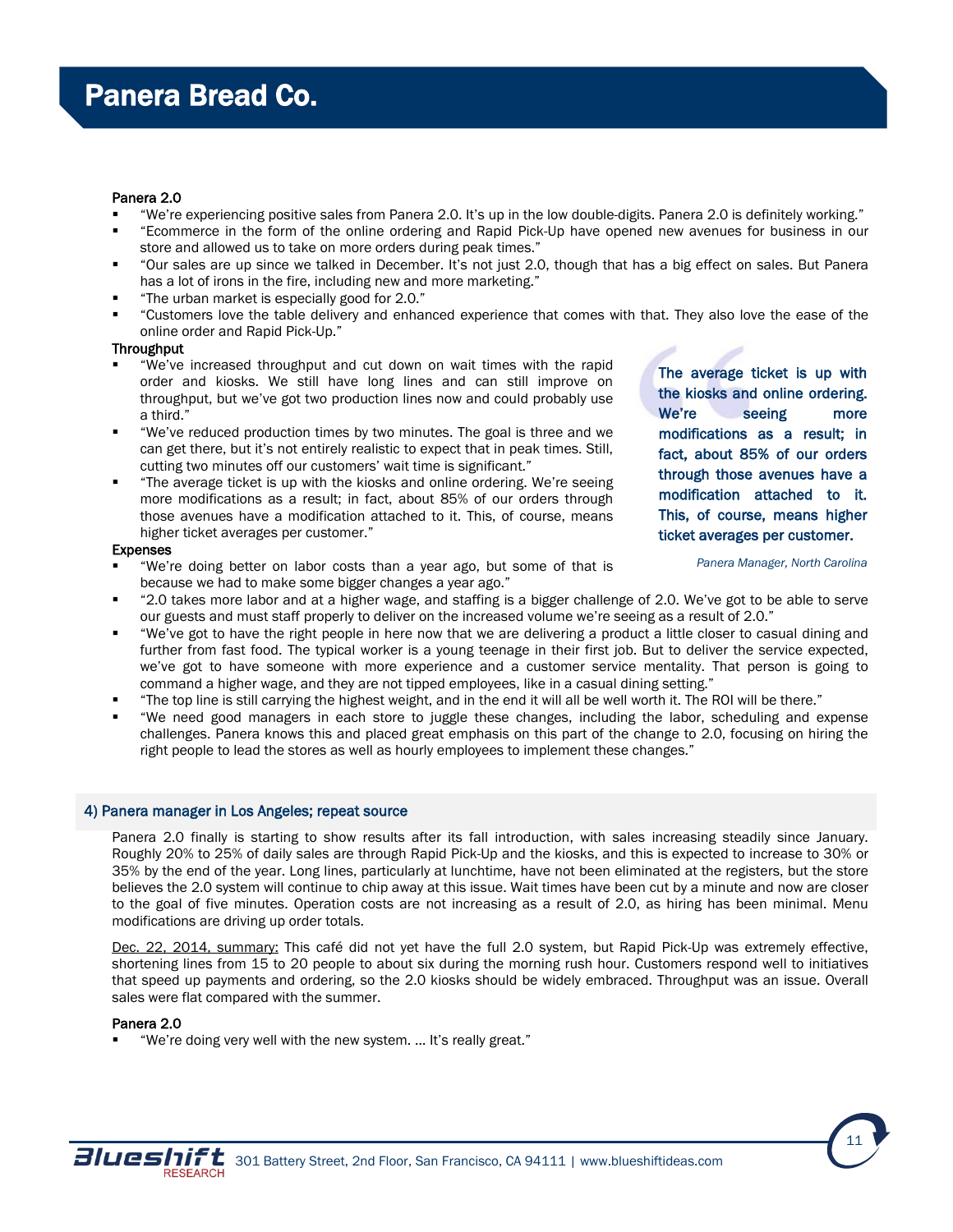**Panera 2.0**

- "We're experiencing positive sales from Panera 2.0. It's up in the low double-digits. Panera 2.0 is definitely working."
- "Ecommerce in the form of the online ordering and Rapid Pick-Up have opened new avenues for business in our store and allowed us to take on more orders during peak times."
- "Our sales are up since we talked in December. It's not just 2.0, though that has a big effect on sales. But Panera has a lot of irons in the fire, including new and more marketing."
- "The urban market is especially good for 2.0."
- "Customers love the table delivery and enhanced experience that comes with that. They also love the ease of the online order and Rapid Pick-Up."

**Throughput**

- "We've increased throughput and cut down on wait times with the rapid order and kiosks. We still have long lines and can still improve on throughput, but we've got two production lines now and could probably use a third."
- "We've reduced production times by two minutes. The goal is three and we can get there, but it's not entirely realistic to expect that in peak times. Still, cutting two minutes off our customers' wait time is significant."
- "The average ticket is up with the kiosks and online ordering. We're seeing more modifications as a result; in fact, about 85% of our orders through those avenues have a modification attached to it. This, of course, means higher ticket averages per customer."

> The average ticket is up with the kiosks and online ordering. We're seeing more modifications as a result; in fact, about 85% of our orders through those avenues have a modification attached to it. This, of course, means higher ticket averages per customer.
>
> *Panera Manager, North Carolina*

**Expenses**

- "We're doing better on labor costs than a year ago, but some of that is because we had to make some bigger changes a year ago."
- "2.0 takes more labor and at a higher wage, and staffing is a bigger challenge of 2.0. We've got to be able to serve our guests and must staff properly to deliver on the increased volume we're seeing as a result of 2.0."
- "We've got to have the right people in here now that we are delivering a product a little closer to casual dining and further from fast food. The typical worker is a young teenage in their first job. But to deliver the service expected, we've got to have someone with more experience and a customer service mentality. That person is going to command a higher wage, and they are not tipped employees, like in a casual dining setting."
- "The top line is still carrying the highest weight, and in the end it will all be well worth it. The ROI will be there."
- "We need good managers in each store to juggle these changes, including the labor, scheduling and expense challenges. Panera knows this and placed great emphasis on this part of the change to 2.0, focusing on hiring the right people to lead the stores as well as hourly employees to implement these changes."

## 4) Panera manager in Los Angeles; repeat source

Panera 2.0 finally is starting to show results after its fall introduction, with sales increasing steadily since January. Roughly 20% to 25% of daily sales are through Rapid Pick-Up and the kiosks, and this is expected to increase to 30% or 35% by the end of the year. Long lines, particularly at lunchtime, have not been eliminated at the registers, but the store believes the 2.0 system will continue to chip away at this issue. Wait times have been cut by a minute and now are closer to the goal of five minutes. Operation costs are not increasing as a result of 2.0, as hiring has been minimal. Menu modifications are driving up order totals.

Dec. 22, 2014, summary: This café did not yet have the full 2.0 system, but Rapid Pick-Up was extremely effective, shortening lines from 15 to 20 people to about six during the morning rush hour. Customers respond well to initiatives that speed up payments and ordering, so the 2.0 kiosks should be widely embraced. Throughput was an issue. Overall sales were flat compared with the summer.

**Panera 2.0**

- "We're doing very well with the new system. … It's really great."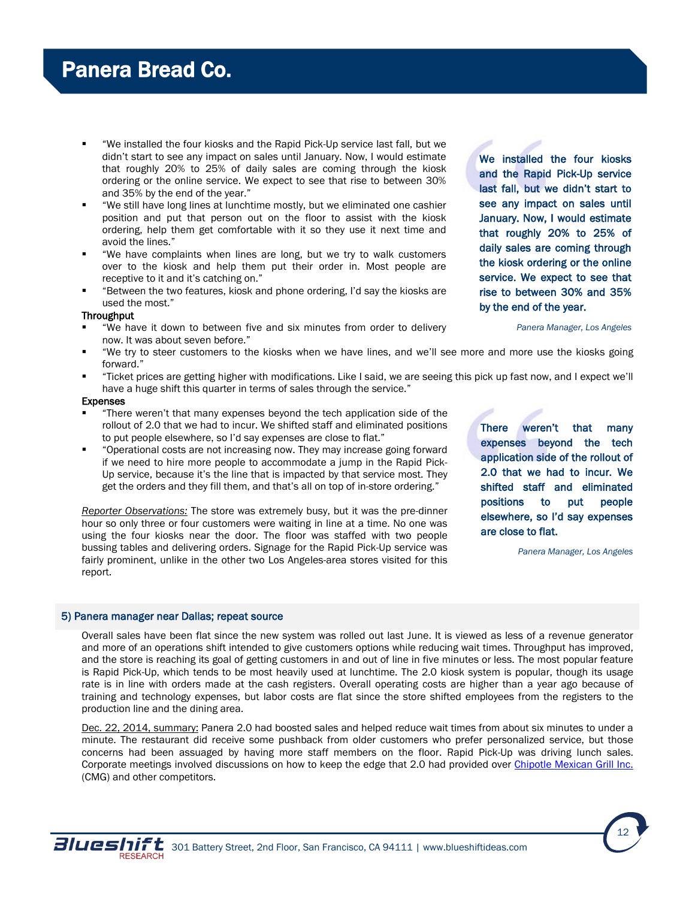- "We installed the four kiosks and the Rapid Pick-Up service last fall, but we didn't start to see any impact on sales until January. Now, I would estimate that roughly 20% to 25% of daily sales are coming through the kiosk ordering or the online service. We expect to see that rise to between 30% and 35% by the end of the year."
- "We still have long lines at lunchtime mostly, but we eliminated one cashier position and put that person out on the floor to assist with the kiosk ordering, help them get comfortable with it so they use it next time and avoid the lines."
- "We have complaints when lines are long, but we try to walk customers over to the kiosk and help them put their order in. Most people are receptive to it and it's catching on."
- "Between the two features, kiosk and phone ordering, I'd say the kiosks are used the most."

> We installed the four kiosks and the Rapid Pick-Up service last fall, but we didn't start to see any impact on sales until January. Now, I would estimate that roughly 20% to 25% of daily sales are coming through the kiosk ordering or the online service. We expect to see that rise to between 30% and 35% by the end of the year.
>
> *Panera Manager, Los Angeles*

**Throughput**

- "We have it down to between five and six minutes from order to delivery now. It was about seven before."
- "We try to steer customers to the kiosks when we have lines, and we'll see more and more use the kiosks going forward."
- "Ticket prices are getting higher with modifications. Like I said, we are seeing this pick up fast now, and I expect we'll have a huge shift this quarter in terms of sales through the service."

**Expenses**

- "There weren't that many expenses beyond the tech application side of the rollout of 2.0 that we had to incur. We shifted staff and eliminated positions to put people elsewhere, so I'd say expenses are close to flat."
- "Operational costs are not increasing now. They may increase going forward if we need to hire more people to accommodate a jump in the Rapid Pick-Up service, because it's the line that is impacted by that service most. They get the orders and they fill them, and that's all on top of in-store ordering."

> There weren't that many expenses beyond the tech application side of the rollout of 2.0 that we had to incur. We shifted staff and eliminated positions to put people elsewhere, so I'd say expenses are close to flat.
>
> *Panera Manager, Los Angeles*

Reporter Observations: The store was extremely busy, but it was the pre-dinner hour so only three or four customers were waiting in line at a time. No one was using the four kiosks near the door. The floor was staffed with two people bussing tables and delivering orders. Signage for the Rapid Pick-Up service was fairly prominent, unlike in the other two Los Angeles-area stores visited for this report.

### 5) Panera manager near Dallas; repeat source

Overall sales have been flat since the new system was rolled out last June. It is viewed as less of a revenue generator and more of an operations shift intended to give customers options while reducing wait times. Throughput has improved, and the store is reaching its goal of getting customers in and out of line in five minutes or less. The most popular feature is Rapid Pick-Up, which tends to be most heavily used at lunchtime. The 2.0 kiosk system is popular, though its usage rate is in line with orders made at the cash registers. Overall operating costs are higher than a year ago because of training and technology expenses, but labor costs are flat since the store shifted employees from the registers to the production line and the dining area.

Dec. 22, 2014, summary: Panera 2.0 had boosted sales and helped reduce wait times from about six minutes to under a minute. The restaurant did receive some pushback from older customers who prefer personalized service, but those concerns had been assuaged by having more staff members on the floor. Rapid Pick-Up was driving lunch sales. Corporate meetings involved discussions on how to keep the edge that 2.0 had provided over Chipotle Mexican Grill Inc. (CMG) and other competitors.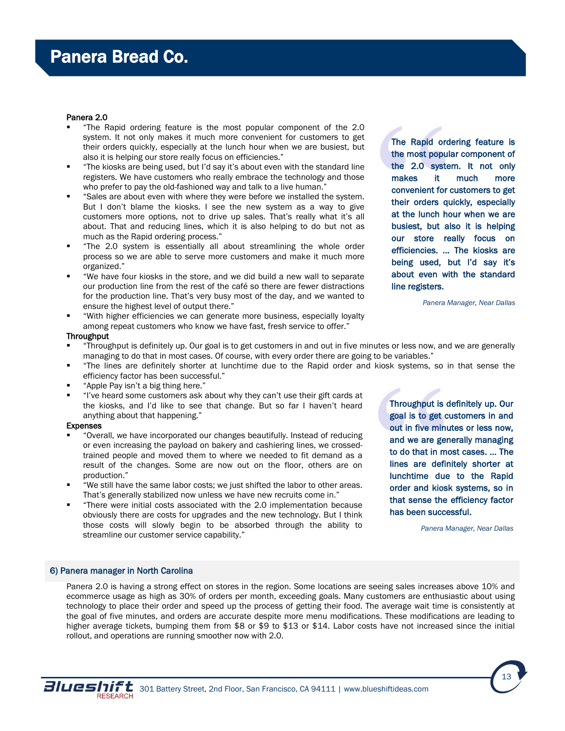# Panera Bread Co.

**Panera 2.0**

- "The Rapid ordering feature is the most popular component of the 2.0 system. It not only makes it much more convenient for customers to get their orders quickly, especially at the lunch hour when we are busiest, but also it is helping our store really focus on efficiencies."
- "The kiosks are being used, but I'd say it's about even with the standard line registers. We have customers who really embrace the technology and those who prefer to pay the old-fashioned way and talk to a live human."
- "Sales are about even with where they were before we installed the system. But I don't blame the kiosks. I see the new system as a way to give customers more options, not to drive up sales. That's really what it's all about. That and reducing lines, which it is also helping to do but not as much as the Rapid ordering process."
- "The 2.0 system is essentially all about streamlining the whole order process so we are able to serve more customers and make it much more organized."
- "We have four kiosks in the store, and we did build a new wall to separate our production line from the rest of the café so there are fewer distractions for the production line. That's very busy most of the day, and we wanted to ensure the highest level of output there."
- "With higher efficiencies we can generate more business, especially loyalty among repeat customers who know we have fast, fresh service to offer."

> The Rapid ordering feature is the most popular component of the 2.0 system. It not only makes it much more convenient for customers to get their orders quickly, especially at the lunch hour when we are busiest, but also it is helping our store really focus on efficiencies. … The kiosks are being used, but I'd say it's about even with the standard line registers.
>
> *Panera Manager, Near Dallas*

**Throughput**

- "Throughput is definitely up. Our goal is to get customers in and out in five minutes or less now, and we are generally managing to do that in most cases. Of course, with every order there are going to be variables."
- "The lines are definitely shorter at lunchtime due to the Rapid order and kiosk systems, so in that sense the efficiency factor has been successful."
- "Apple Pay isn't a big thing here."
- "I've heard some customers ask about why they can't use their gift cards at the kiosks, and I'd like to see that change. But so far I haven't heard anything about that happening."

**Expenses**

- "Overall, we have incorporated our changes beautifully. Instead of reducing or even increasing the payload on bakery and cashiering lines, we crossed-trained people and moved them to where we needed to fit demand as a result of the changes. Some are now out on the floor, others are on production."
- "We still have the same labor costs; we just shifted the labor to other areas. That's generally stabilized now unless we have new recruits come in."
- "There were initial costs associated with the 2.0 implementation because obviously there are costs for upgrades and the new technology. But I think those costs will slowly begin to be absorbed through the ability to streamline our customer service capability."

> Throughput is definitely up. Our goal is to get customers in and out in five minutes or less now, and we are generally managing to do that in most cases. … The lines are definitely shorter at lunchtime due to the Rapid order and kiosk systems, so in that sense the efficiency factor has been successful.
>
> *Panera Manager, Near Dallas*

## 6) Panera manager in North Carolina

Panera 2.0 is having a strong effect on stores in the region. Some locations are seeing sales increases above 10% and ecommerce usage as high as 30% of orders per month, exceeding goals. Many customers are enthusiastic about using technology to place their order and speed up the process of getting their food. The average wait time is consistently at the goal of five minutes, and orders are accurate despite more menu modifications. These modifications are leading to higher average tickets, bumping them from $8 or $9 to $13 or $14. Labor costs have not increased since the initial rollout, and operations are running smoother now with 2.0.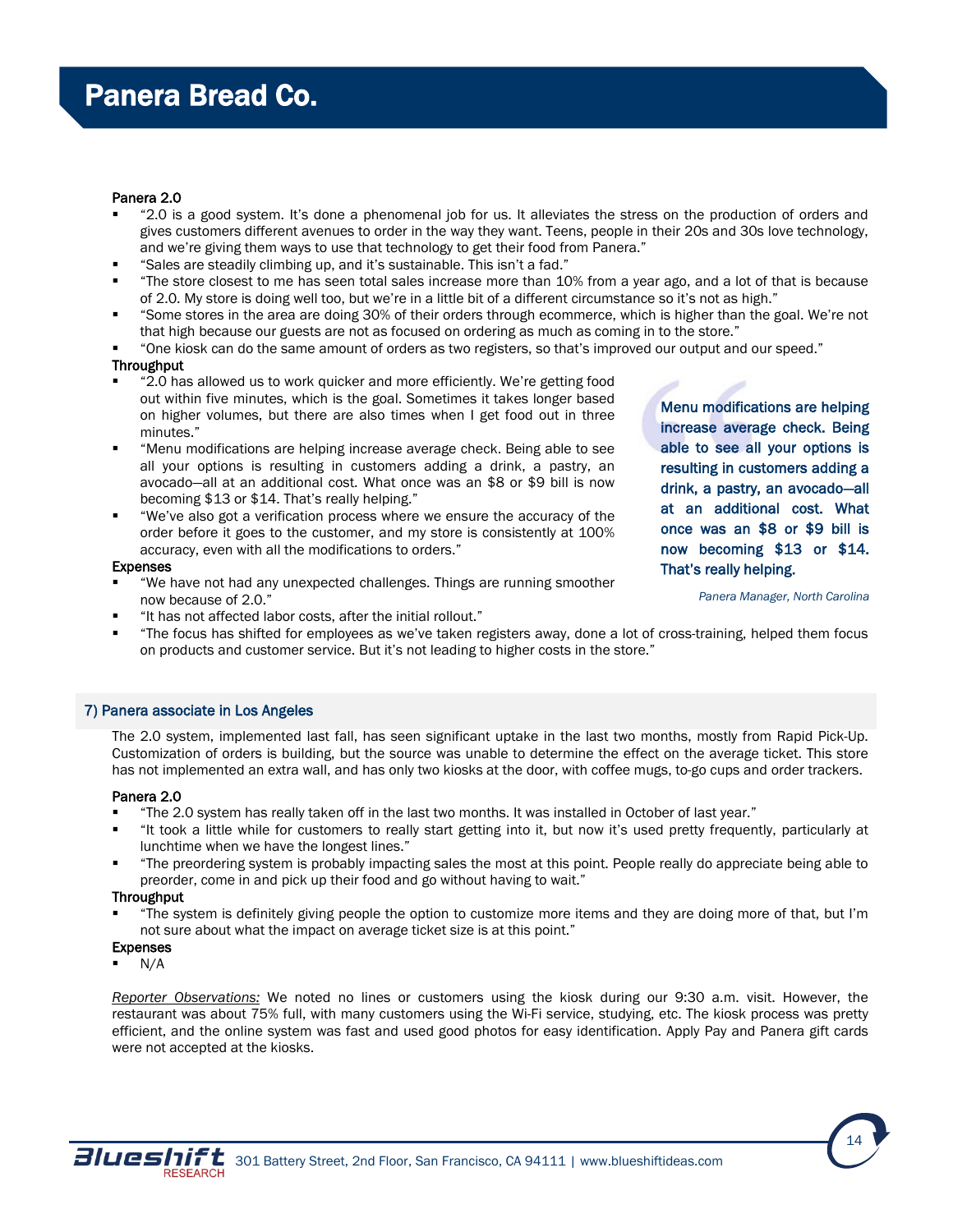**Panera 2.0**

- "2.0 is a good system. It's done a phenomenal job for us. It alleviates the stress on the production of orders and gives customers different avenues to order in the way they want. Teens, people in their 20s and 30s love technology, and we're giving them ways to use that technology to get their food from Panera."
- "Sales are steadily climbing up, and it's sustainable. This isn't a fad."
- "The store closest to me has seen total sales increase more than 10% from a year ago, and a lot of that is because of 2.0. My store is doing well too, but we're in a little bit of a different circumstance so it's not as high."
- "Some stores in the area are doing 30% of their orders through ecommerce, which is higher than the goal. We're not that high because our guests are not as focused on ordering as much as coming in to the store."
- "One kiosk can do the same amount of orders as two registers, so that's improved our output and our speed."

**Throughput**

- "2.0 has allowed us to work quicker and more efficiently. We're getting food out within five minutes, which is the goal. Sometimes it takes longer based on higher volumes, but there are also times when I get food out in three minutes."
- "Menu modifications are helping increase average check. Being able to see all your options is resulting in customers adding a drink, a pastry, an avocado—all at an additional cost. What once was an $8 or $9 bill is now becoming $13 or $14. That's really helping."
- "We've also got a verification process where we ensure the accuracy of the order before it goes to the customer, and my store is consistently at 100% accuracy, even with all the modifications to orders."

> Menu modifications are helping increase average check. Being able to see all your options is resulting in customers adding a drink, a pastry, an avocado—all at an additional cost. What once was an $8 or $9 bill is now becoming $13 or $14. That's really helping.
>
> *Panera Manager, North Carolina*

**Expenses**

- "We have not had any unexpected challenges. Things are running smoother now because of 2.0."
- "It has not affected labor costs, after the initial rollout."
- "The focus has shifted for employees as we've taken registers away, done a lot of cross-training, helped them focus on products and customer service. But it's not leading to higher costs in the store."

## 7) Panera associate in Los Angeles

The 2.0 system, implemented last fall, has seen significant uptake in the last two months, mostly from Rapid Pick-Up. Customization of orders is building, but the source was unable to determine the effect on the average ticket. This store has not implemented an extra wall, and has only two kiosks at the door, with coffee mugs, to-go cups and order trackers.

**Panera 2.0**

- "The 2.0 system has really taken off in the last two months. It was installed in October of last year."
- "It took a little while for customers to really start getting into it, but now it's used pretty frequently, particularly at lunchtime when we have the longest lines."
- "The preordering system is probably impacting sales the most at this point. People really do appreciate being able to preorder, come in and pick up their food and go without having to wait."

**Throughput**

- "The system is definitely giving people the option to customize more items and they are doing more of that, but I'm not sure about what the impact on average ticket size is at this point."

**Expenses**

- N/A

*Reporter Observations:* We noted no lines or customers using the kiosk during our 9:30 a.m. visit. However, the restaurant was about 75% full, with many customers using the Wi-Fi service, studying, etc. The kiosk process was pretty efficient, and the online system was fast and used good photos for easy identification. Apple Pay and Panera gift cards were not accepted at the kiosks.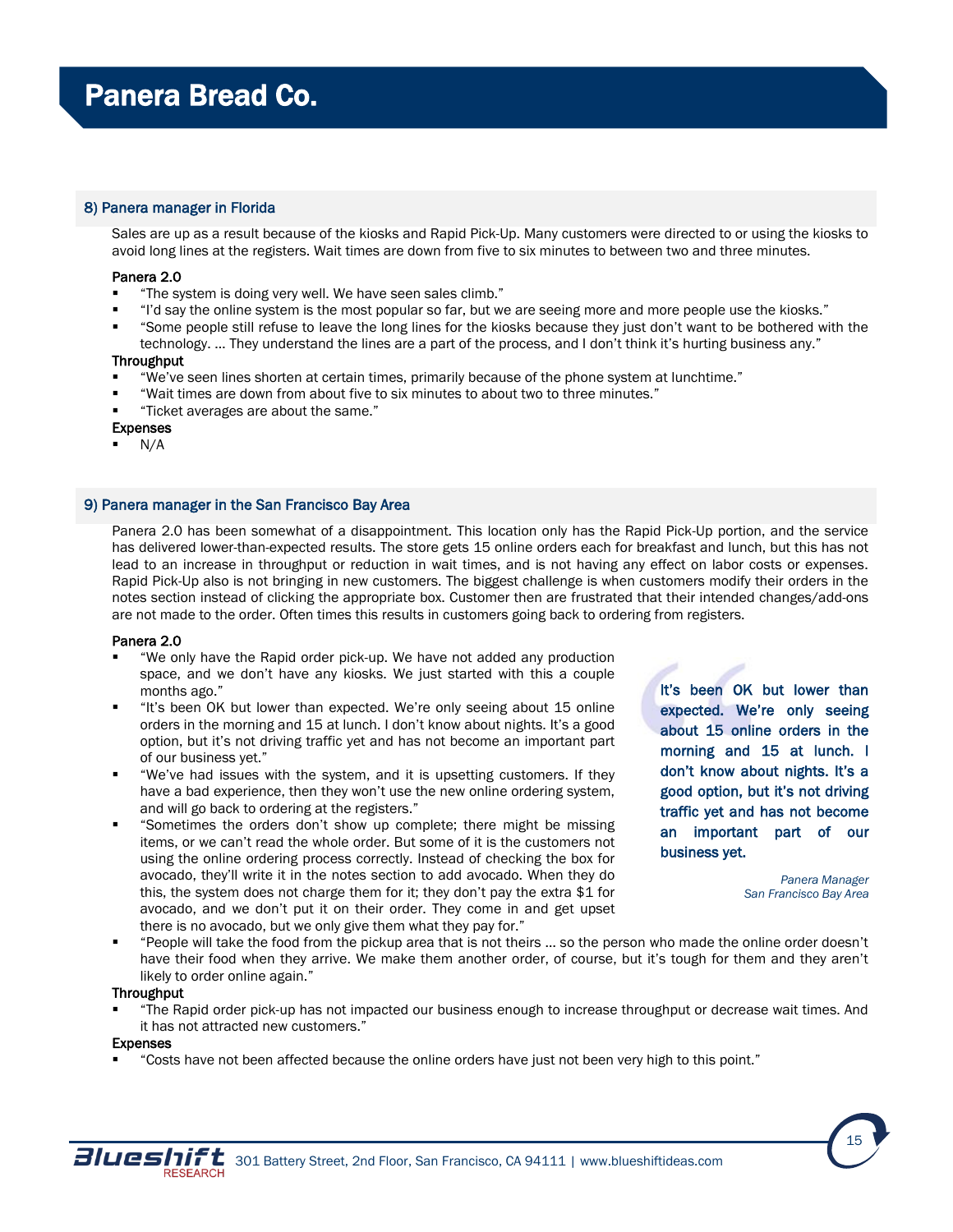# Panera Bread Co.

### 8) Panera manager in Florida

Sales are up as a result because of the kiosks and Rapid Pick-Up. Many customers were directed to or using the kiosks to avoid long lines at the registers. Wait times are down from five to six minutes to between two and three minutes.

**Panera 2.0**

- “The system is doing very well. We have seen sales climb.”
- “I’d say the online system is the most popular so far, but we are seeing more and more people use the kiosks.”
- “Some people still refuse to leave the long lines for the kiosks because they just don’t want to be bothered with the technology. … They understand the lines are a part of the process, and I don’t think it’s hurting business any.”

**Throughput**

- “We’ve seen lines shorten at certain times, primarily because of the phone system at lunchtime.”
- “Wait times are down from about five to six minutes to about two to three minutes.”
- “Ticket averages are about the same.”

**Expenses**

- N/A

### 9) Panera manager in the San Francisco Bay Area

Panera 2.0 has been somewhat of a disappointment. This location only has the Rapid Pick-Up portion, and the service has delivered lower-than-expected results. The store gets 15 online orders each for breakfast and lunch, but this has not lead to an increase in throughput or reduction in wait times, and is not having any effect on labor costs or expenses. Rapid Pick-Up also is not bringing in new customers. The biggest challenge is when customers modify their orders in the notes section instead of clicking the appropriate box. Customer then are frustrated that their intended changes/add-ons are not made to the order. Often times this results in customers going back to ordering from registers.

**Panera 2.0**

- “We only have the Rapid order pick-up. We have not added any production space, and we don’t have any kiosks. We just started with this a couple months ago.”
- “It’s been OK but lower than expected. We’re only seeing about 15 online orders in the morning and 15 at lunch. I don’t know about nights. It’s a good option, but it’s not driving traffic yet and has not become an important part of our business yet.”
- “We’ve had issues with the system, and it is upsetting customers. If they have a bad experience, then they won’t use the new online ordering system, and will go back to ordering at the registers.”
- “Sometimes the orders don’t show up complete; there might be missing items, or we can’t read the whole order. But some of it is the customers not using the online ordering process correctly. Instead of checking the box for avocado, they’ll write it in the notes section to add avocado. When they do this, the system does not charge them for it; they don’t pay the extra $1 for avocado, and we don’t put it on their order. They come in and get upset there is no avocado, but we only give them what they pay for.”
- “People will take the food from the pickup area that is not theirs … so the person who made the online order doesn’t have their food when they arrive. We make them another order, of course, but it’s tough for them and they aren’t likely to order online again.”

> **It’s been OK but lower than expected. We’re only seeing about 15 online orders in the morning and 15 at lunch. I don’t know about nights. It’s a good option, but it’s not driving traffic yet and has not become an important part of our business yet.**
>
> *Panera Manager*
> *San Francisco Bay Area*

**Throughput**

- “The Rapid order pick-up has not impacted our business enough to increase throughput or decrease wait times. And it has not attracted new customers.”

**Expenses**

- “Costs have not been affected because the online orders have just not been very high to this point.”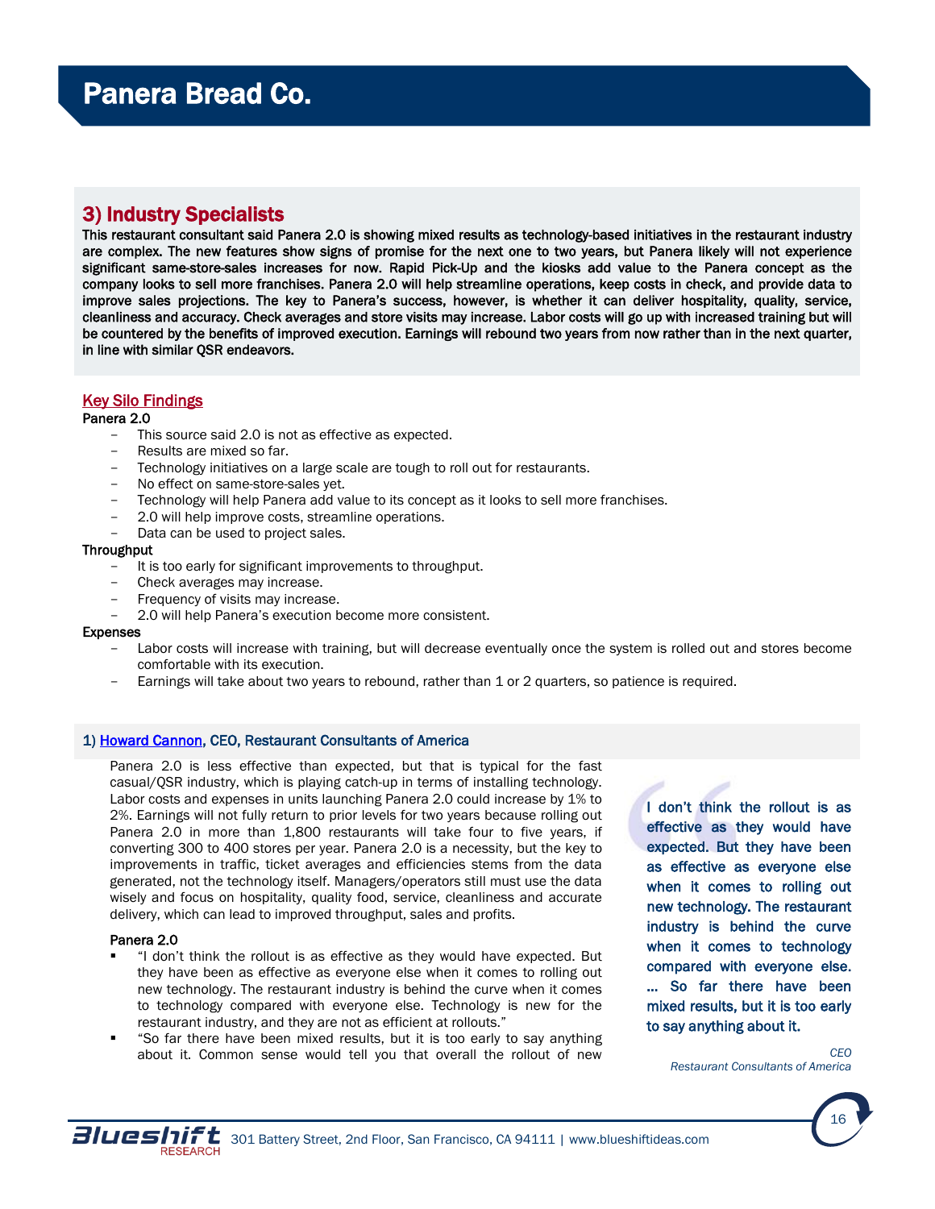# Panera Bread Co.

## 3) Industry Specialists

**This restaurant consultant said Panera 2.0 is showing mixed results as technology-based initiatives in the restaurant industry are complex. The new features show signs of promise for the next one to two years, but Panera likely will not experience significant same-store-sales increases for now. Rapid Pick-Up and the kiosks add value to the Panera concept as the company looks to sell more franchises. Panera 2.0 will help streamline operations, keep costs in check, and provide data to improve sales projections. The key to Panera's success, however, is whether it can deliver hospitality, quality, service, cleanliness and accuracy. Check averages and store visits may increase. Labor costs will go up with increased training but will be countered by the benefits of improved execution. Earnings will rebound two years from now rather than in the next quarter, in line with similar QSR endeavors.**

### Key Silo Findings

Panera 2.0

- This source said 2.0 is not as effective as expected.
- Results are mixed so far.
- Technology initiatives on a large scale are tough to roll out for restaurants.
- No effect on same-store-sales yet.
- Technology will help Panera add value to its concept as it looks to sell more franchises.
- 2.0 will help improve costs, streamline operations.
- Data can be used to project sales.

Throughput

- It is too early for significant improvements to throughput.
- Check averages may increase.
- Frequency of visits may increase.
- 2.0 will help Panera's execution become more consistent.

Expenses

- Labor costs will increase with training, but will decrease eventually once the system is rolled out and stores become comfortable with its execution.
- Earnings will take about two years to rebound, rather than 1 or 2 quarters, so patience is required.

### 1) Howard Cannon, CEO, Restaurant Consultants of America

Panera 2.0 is less effective than expected, but that is typical for the fast casual/QSR industry, which is playing catch-up in terms of installing technology. Labor costs and expenses in units launching Panera 2.0 could increase by 1% to 2%. Earnings will not fully return to prior levels for two years because rolling out Panera 2.0 in more than 1,800 restaurants will take four to five years, if converting 300 to 400 stores per year. Panera 2.0 is a necessity, but the key to improvements in traffic, ticket averages and efficiencies stems from the data generated, not the technology itself. Managers/operators still must use the data wisely and focus on hospitality, quality food, service, cleanliness and accurate delivery, which can lead to improved throughput, sales and profits.

> **I don't think the rollout is as effective as they would have expected. But they have been as effective as everyone else when it comes to rolling out new technology. The restaurant industry is behind the curve when it comes to technology compared with everyone else. … So far there have been mixed results, but it is too early to say anything about it.**
>
> *CEO*
> *Restaurant Consultants of America*

Panera 2.0

- "I don't think the rollout is as effective as they would have expected. But they have been as effective as everyone else when it comes to rolling out new technology. The restaurant industry is behind the curve when it comes to technology compared with everyone else. Technology is new for the restaurant industry, and they are not as efficient at rollouts."
- "So far there have been mixed results, but it is too early to say anything about it. Common sense would tell you that overall the rollout of new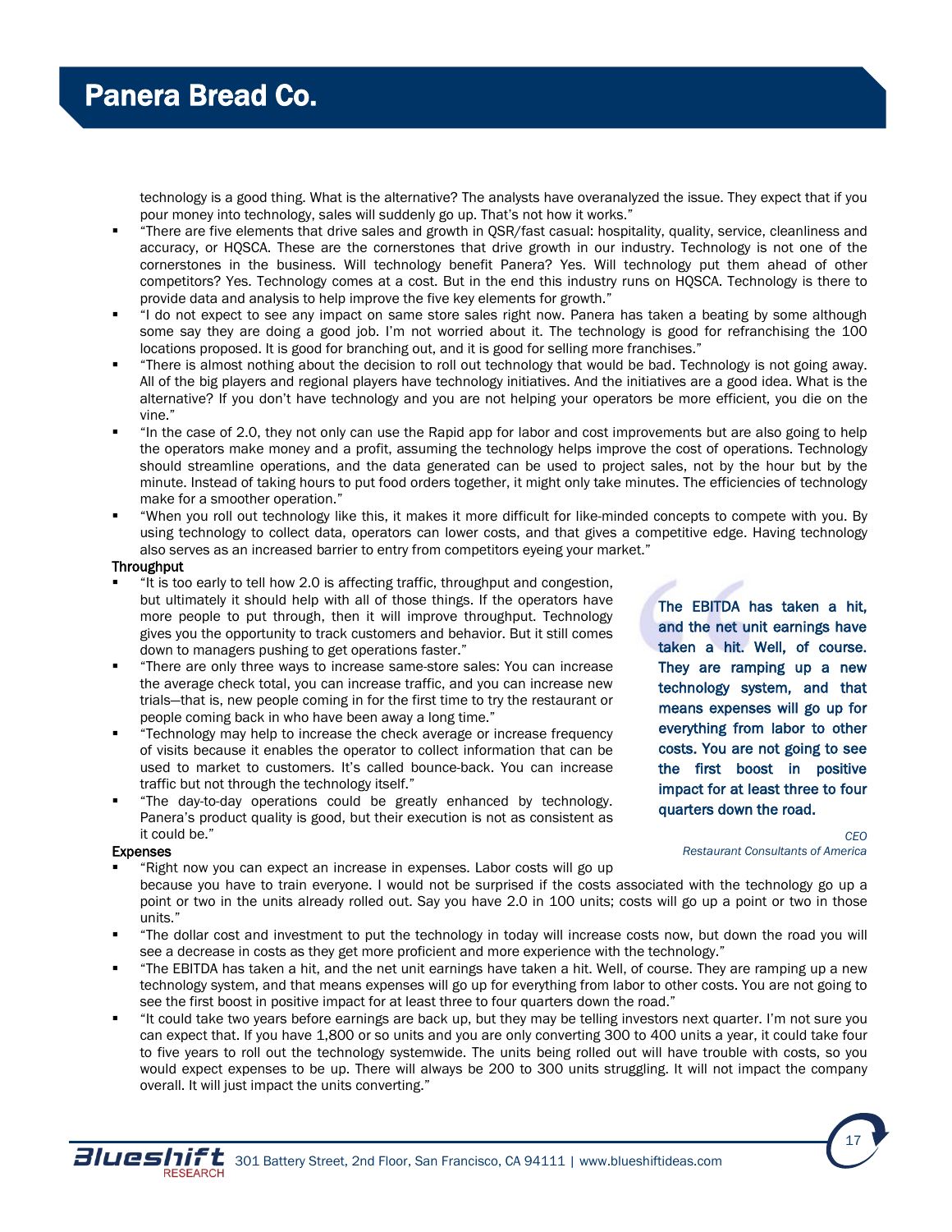technology is a good thing. What is the alternative? The analysts have overanalyzed the issue. They expect that if you pour money into technology, sales will suddenly go up. That's not how it works."

- "There are five elements that drive sales and growth in QSR/fast casual: hospitality, quality, service, cleanliness and accuracy, or HQSCA. These are the cornerstones that drive growth in our industry. Technology is not one of the cornerstones in the business. Will technology benefit Panera? Yes. Will technology put them ahead of other competitors? Yes. Technology comes at a cost. But in the end this industry runs on HQSCA. Technology is there to provide data and analysis to help improve the five key elements for growth."
- "I do not expect to see any impact on same store sales right now. Panera has taken a beating by some although some say they are doing a good job. I'm not worried about it. The technology is good for refranchising the 100 locations proposed. It is good for branching out, and it is good for selling more franchises."
- "There is almost nothing about the decision to roll out technology that would be bad. Technology is not going away. All of the big players and regional players have technology initiatives. And the initiatives are a good idea. What is the alternative? If you don't have technology and you are not helping your operators be more efficient, you die on the vine."
- "In the case of 2.0, they not only can use the Rapid app for labor and cost improvements but are also going to help the operators make money and a profit, assuming the technology helps improve the cost of operations. Technology should streamline operations, and the data generated can be used to project sales, not by the hour but by the minute. Instead of taking hours to put food orders together, it might only take minutes. The efficiencies of technology make for a smoother operation."
- "When you roll out technology like this, it makes it more difficult for like-minded concepts to compete with you. By using technology to collect data, operators can lower costs, and that gives a competitive edge. Having technology also serves as an increased barrier to entry from competitors eyeing your market."

**Throughput**

- "It is too early to tell how 2.0 is affecting traffic, throughput and congestion, but ultimately it should help with all of those things. If the operators have more people to put through, then it will improve throughput. Technology gives you the opportunity to track customers and behavior. But it still comes down to managers pushing to get operations faster."
- "There are only three ways to increase same-store sales: You can increase the average check total, you can increase traffic, and you can increase new trials—that is, new people coming in for the first time to try the restaurant or people coming back in who have been away a long time."
- "Technology may help to increase the check average or increase frequency of visits because it enables the operator to collect information that can be used to market to customers. It's called bounce-back. You can increase traffic but not through the technology itself."
- "The day-to-day operations could be greatly enhanced by technology. Panera's product quality is good, but their execution is not as consistent as it could be."

> **The EBITDA has taken a hit, and the net unit earnings have taken a hit. Well, of course. They are ramping up a new technology system, and that means expenses will go up for everything from labor to other costs. You are not going to see the first boost in positive impact for at least three to four quarters down the road.**
>
> *CEO*
> *Restaurant Consultants of America*

**Expenses**

- "Right now you can expect an increase in expenses. Labor costs will go up because you have to train everyone. I would not be surprised if the costs associated with the technology go up a point or two in the units already rolled out. Say you have 2.0 in 100 units; costs will go up a point or two in those units."
- "The dollar cost and investment to put the technology in today will increase costs now, but down the road you will see a decrease in costs as they get more proficient and more experience with the technology."
- "The EBITDA has taken a hit, and the net unit earnings have taken a hit. Well, of course. They are ramping up a new technology system, and that means expenses will go up for everything from labor to other costs. You are not going to see the first boost in positive impact for at least three to four quarters down the road."
- "It could take two years before earnings are back up, but they may be telling investors next quarter. I'm not sure you can expect that. If you have 1,800 or so units and you are only converting 300 to 400 units a year, it could take four to five years to roll out the technology systemwide. The units being rolled out will have trouble with costs, so you would expect expenses to be up. There will always be 200 to 300 units struggling. It will not impact the company overall. It will just impact the units converting."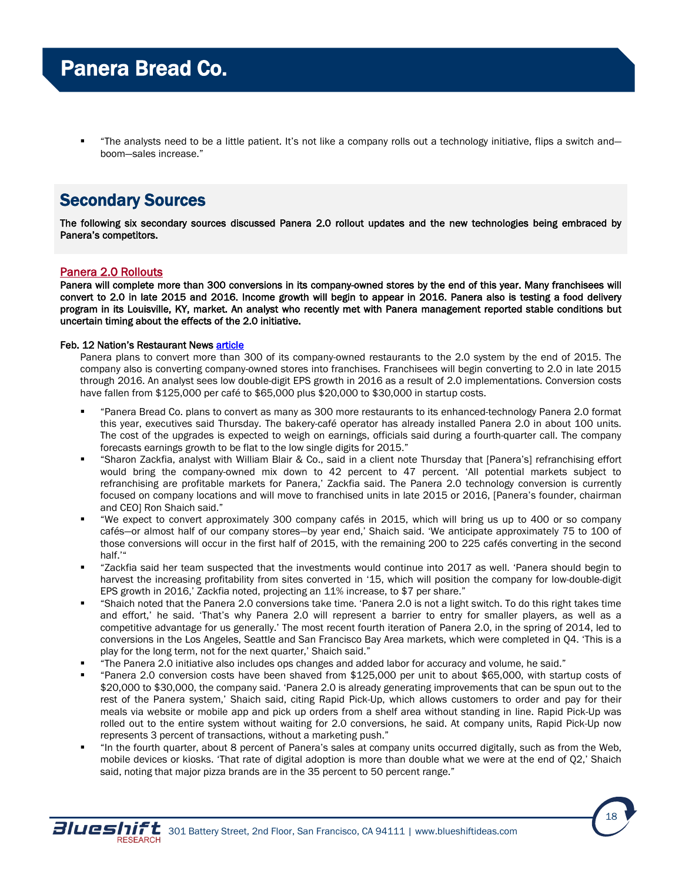- "The analysts need to be a little patient. It's not like a company rolls out a technology initiative, flips a switch and—boom—sales increase."

## Secondary Sources

**The following six secondary sources discussed Panera 2.0 rollout updates and the new technologies being embraced by Panera's competitors.**

### Panera 2.0 Rollouts

**Panera will complete more than 300 conversions in its company-owned stores by the end of this year. Many franchisees will convert to 2.0 in late 2015 and 2016. Income growth will begin to appear in 2016. Panera also is testing a food delivery program in its Louisville, KY, market. An analyst who recently met with Panera management reported stable conditions but uncertain timing about the effects of the 2.0 initiative.**

**Feb. 12 Nation's Restaurant News article**

Panera plans to convert more than 300 of its company-owned restaurants to the 2.0 system by the end of 2015. The company also is converting company-owned stores into franchises. Franchisees will begin converting to 2.0 in late 2015 through 2016. An analyst sees low double-digit EPS growth in 2016 as a result of 2.0 implementations. Conversion costs have fallen from $125,000 per café to $65,000 plus $20,000 to $30,000 in startup costs.

- "Panera Bread Co. plans to convert as many as 300 more restaurants to its enhanced-technology Panera 2.0 format this year, executives said Thursday. The bakery-café operator has already installed Panera 2.0 in about 100 units. The cost of the upgrades is expected to weigh on earnings, officials said during a fourth-quarter call. The company forecasts earnings growth to be flat to the low single digits for 2015."
- "Sharon Zackfia, analyst with William Blair & Co., said in a client note Thursday that [Panera's] refranchising effort would bring the company-owned mix down to 42 percent to 47 percent. 'All potential markets subject to refranchising are profitable markets for Panera,' Zackfia said. The Panera 2.0 technology conversion is currently focused on company locations and will move to franchised units in late 2015 or 2016, [Panera's founder, chairman and CEO] Ron Shaich said."
- "We expect to convert approximately 300 company cafés in 2015, which will bring us up to 400 or so company cafés—or almost half of our company stores—by year end,' Shaich said. 'We anticipate approximately 75 to 100 of those conversions will occur in the first half of 2015, with the remaining 200 to 225 cafés converting in the second half.'"
- "Zackfia said her team suspected that the investments would continue into 2017 as well. 'Panera should begin to harvest the increasing profitability from sites converted in '15, which will position the company for low-double-digit EPS growth in 2016,' Zackfia noted, projecting an 11% increase, to $7 per share."
- "Shaich noted that the Panera 2.0 conversions take time. 'Panera 2.0 is not a light switch. To do this right takes time and effort,' he said. 'That's why Panera 2.0 will represent a barrier to entry for smaller players, as well as a competitive advantage for us generally.' The most recent fourth iteration of Panera 2.0, in the spring of 2014, led to conversions in the Los Angeles, Seattle and San Francisco Bay Area markets, which were completed in Q4. 'This is a play for the long term, not for the next quarter,' Shaich said."
- "The Panera 2.0 initiative also includes ops changes and added labor for accuracy and volume, he said."
- "Panera 2.0 conversion costs have been shaved from $125,000 per unit to about $65,000, with startup costs of $20,000 to $30,000, the company said. 'Panera 2.0 is already generating improvements that can be spun out to the rest of the Panera system,' Shaich said, citing Rapid Pick-Up, which allows customers to order and pay for their meals via website or mobile app and pick up orders from a shelf area without standing in line. Rapid Pick-Up was rolled out to the entire system without waiting for 2.0 conversions, he said. At company units, Rapid Pick-Up now represents 3 percent of transactions, without a marketing push."
- "In the fourth quarter, about 8 percent of Panera's sales at company units occurred digitally, such as from the Web, mobile devices or kiosks. 'That rate of digital adoption is more than double what we were at the end of Q2,' Shaich said, noting that major pizza brands are in the 35 percent to 50 percent range."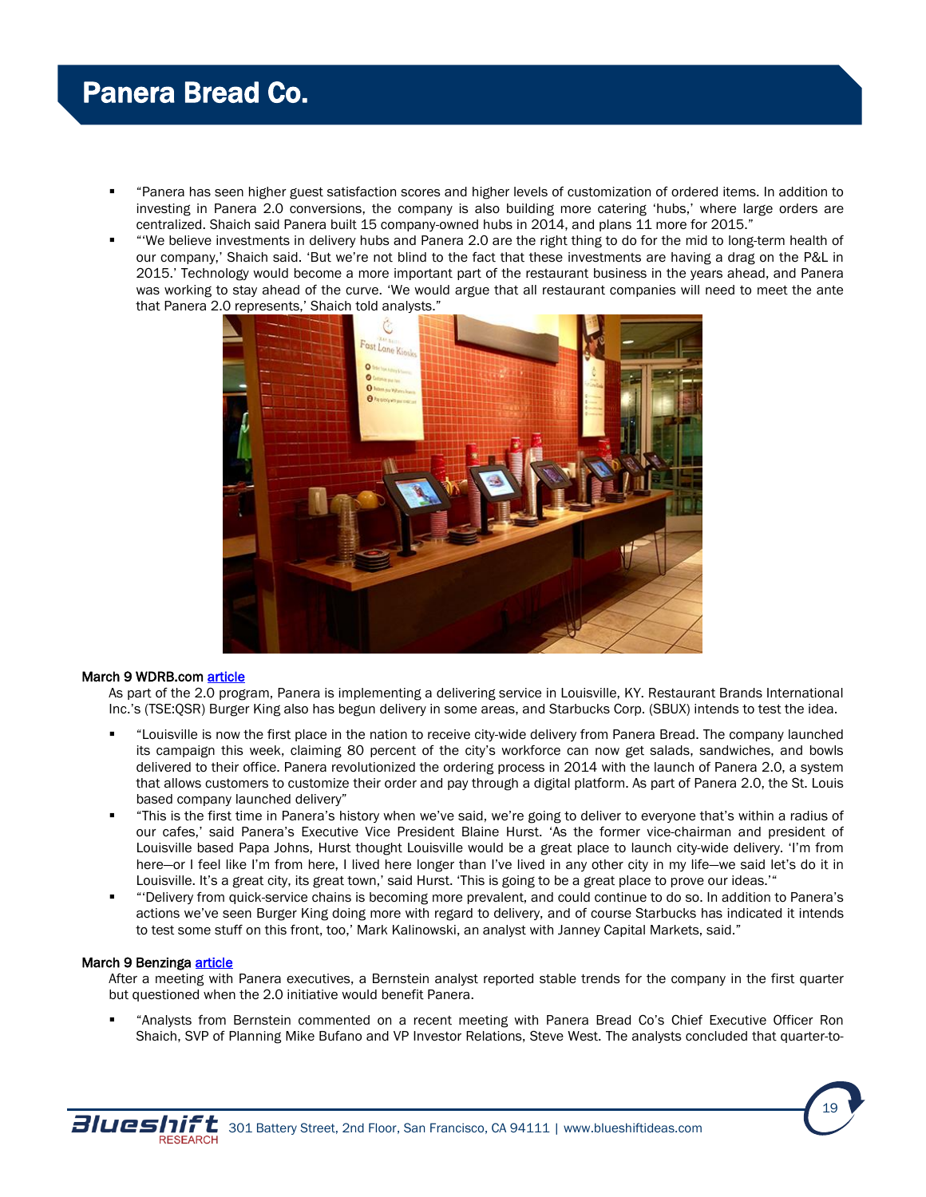- "Panera has seen higher guest satisfaction scores and higher levels of customization of ordered items. In addition to investing in Panera 2.0 conversions, the company is also building more catering 'hubs,' where large orders are centralized. Shaich said Panera built 15 company-owned hubs in 2014, and plans 11 more for 2015."
- "'We believe investments in delivery hubs and Panera 2.0 are the right thing to do for the mid to long-term health of our company,' Shaich said. 'But we're not blind to the fact that these investments are having a drag on the P&L in 2015.' Technology would become a more important part of the restaurant business in the years ahead, and Panera was working to stay ahead of the curve. 'We would argue that all restaurant companies will need to meet the ante that Panera 2.0 represents,' Shaich told analysts."

**March 9 WDRB.com article**

As part of the 2.0 program, Panera is implementing a delivering service in Louisville, KY. Restaurant Brands International Inc.'s (TSE:QSR) Burger King also has begun delivery in some areas, and Starbucks Corp. (SBUX) intends to test the idea.

- "Louisville is now the first place in the nation to receive city-wide delivery from Panera Bread. The company launched its campaign this week, claiming 80 percent of the city's workforce can now get salads, sandwiches, and bowls delivered to their office. Panera revolutionized the ordering process in 2014 with the launch of Panera 2.0, a system that allows customers to customize their order and pay through a digital platform. As part of Panera 2.0, the St. Louis based company launched delivery"
- "This is the first time in Panera's history when we've said, we're going to deliver to everyone that's within a radius of our cafes,' said Panera's Executive Vice President Blaine Hurst. 'As the former vice-chairman and president of Louisville based Papa Johns, Hurst thought Louisville would be a great place to launch city-wide delivery. 'I'm from here—or I feel like I'm from here, I lived here longer than I've lived in any other city in my life—we said let's do it in Louisville. It's a great city, its great town,' said Hurst. 'This is going to be a great place to prove our ideas.'"
- "'Delivery from quick-service chains is becoming more prevalent, and could continue to do so. In addition to Panera's actions we've seen Burger King doing more with regard to delivery, and of course Starbucks has indicated it intends to test some stuff on this front, too,' Mark Kalinowski, an analyst with Janney Capital Markets, said."

**March 9 Benzinga article**

After a meeting with Panera executives, a Bernstein analyst reported stable trends for the company in the first quarter but questioned when the 2.0 initiative would benefit Panera.

- "Analysts from Bernstein commented on a recent meeting with Panera Bread Co's Chief Executive Officer Ron Shaich, SVP of Planning Mike Bufano and VP Investor Relations, Steve West. The analysts concluded that quarter-to-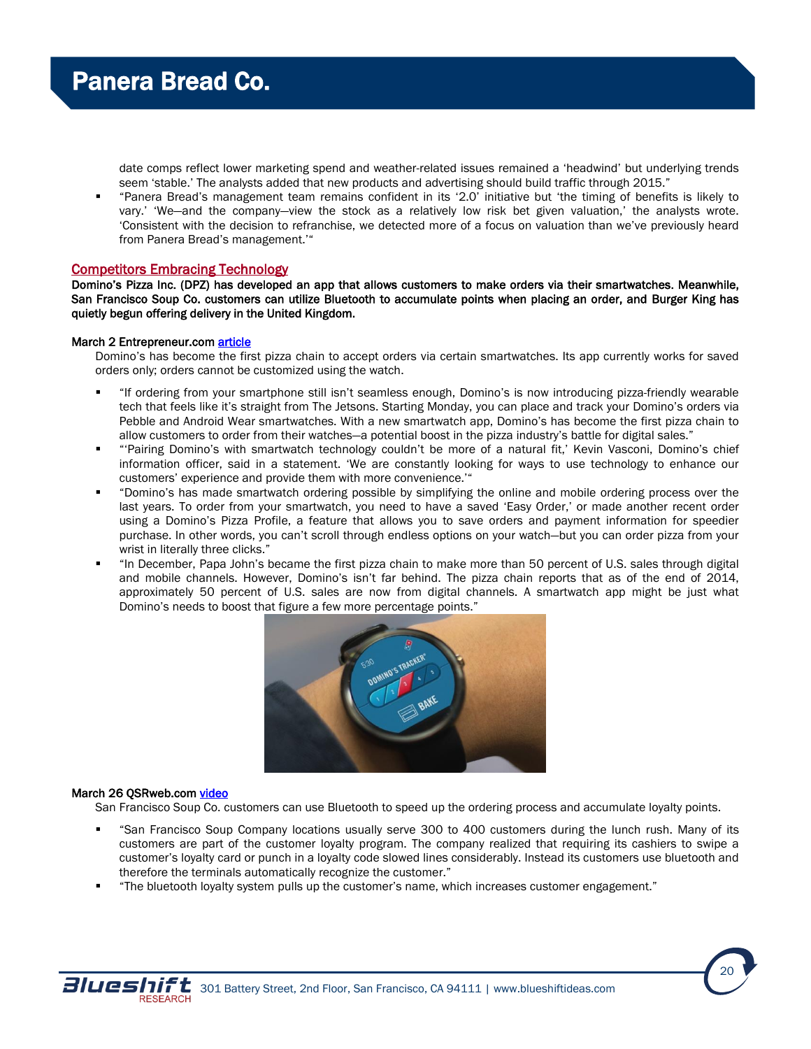date comps reflect lower marketing spend and weather-related issues remained a 'headwind' but underlying trends seem 'stable.' The analysts added that new products and advertising should build traffic through 2015."

- "Panera Bread's management team remains confident in its '2.0' initiative but 'the timing of benefits is likely to vary.' 'We—and the company—view the stock as a relatively low risk bet given valuation,' the analysts wrote. 'Consistent with the decision to refranchise, we detected more of a focus on valuation than we've previously heard from Panera Bread's management.'"

## Competitors Embracing Technology

**Domino's Pizza Inc. (DPZ) has developed an app that allows customers to make orders via their smartwatches. Meanwhile, San Francisco Soup Co. customers can utilize Bluetooth to accumulate points when placing an order, and Burger King has quietly begun offering delivery in the United Kingdom.**

**March 2 Entrepreneur.com article**

Domino's has become the first pizza chain to accept orders via certain smartwatches. Its app currently works for saved orders only; orders cannot be customized using the watch.

- "If ordering from your smartphone still isn't seamless enough, Domino's is now introducing pizza-friendly wearable tech that feels like it's straight from The Jetsons. Starting Monday, you can place and track your Domino's orders via Pebble and Android Wear smartwatches. With a new smartwatch app, Domino's has become the first pizza chain to allow customers to order from their watches—a potential boost in the pizza industry's battle for digital sales."
- "'Pairing Domino's with smartwatch technology couldn't be more of a natural fit,' Kevin Vasconi, Domino's chief information officer, said in a statement. 'We are constantly looking for ways to use technology to enhance our customers' experience and provide them with more convenience.'"
- "Domino's has made smartwatch ordering possible by simplifying the online and mobile ordering process over the last years. To order from your smartwatch, you need to have a saved 'Easy Order,' or made another recent order using a Domino's Pizza Profile, a feature that allows you to save orders and payment information for speedier purchase. In other words, you can't scroll through endless options on your watch—but you can order pizza from your wrist in literally three clicks."
- "In December, Papa John's became the first pizza chain to make more than 50 percent of U.S. sales through digital and mobile channels. However, Domino's isn't far behind. The pizza chain reports that as of the end of 2014, approximately 50 percent of U.S. sales are now from digital channels. A smartwatch app might be just what Domino's needs to boost that figure a few more percentage points."

**March 26 QSRweb.com video**

San Francisco Soup Co. customers can use Bluetooth to speed up the ordering process and accumulate loyalty points.

- "San Francisco Soup Company locations usually serve 300 to 400 customers during the lunch rush. Many of its customers are part of the customer loyalty program. The company realized that requiring its cashiers to swipe a customer's loyalty card or punch in a loyalty code slowed lines considerably. Instead its customers use bluetooth and therefore the terminals automatically recognize the customer."
- "The bluetooth loyalty system pulls up the customer's name, which increases customer engagement."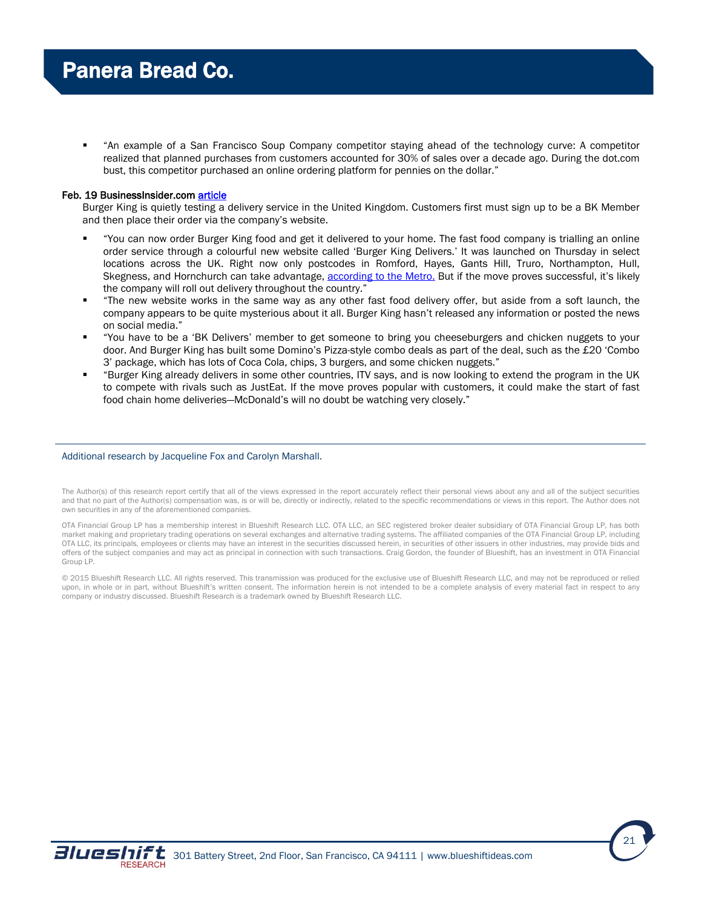- "An example of a San Francisco Soup Company competitor staying ahead of the technology curve: A competitor realized that planned purchases from customers accounted for 30% of sales over a decade ago. During the dot.com bust, this competitor purchased an online ordering platform for pennies on the dollar."

**Feb. 19 BusinessInsider.com article**

Burger King is quietly testing a delivery service in the United Kingdom. Customers first must sign up to be a BK Member and then place their order via the company's website.

- "You can now order Burger King food and get it delivered to your home. The fast food company is trialling an online order service through a colourful new website called 'Burger King Delivers.' It was launched on Thursday in select locations across the UK. Right now only postcodes in Romford, Hayes, Gants Hill, Truro, Northampton, Hull, Skegness, and Hornchurch can take advantage, according to the Metro. But if the move proves successful, it's likely the company will roll out delivery throughout the country."
- "The new website works in the same way as any other fast food delivery offer, but aside from a soft launch, the company appears to be quite mysterious about it all. Burger King hasn't released any information or posted the news on social media."
- "You have to be a 'BK Delivers' member to get someone to bring you cheeseburgers and chicken nuggets to your door. And Burger King has built some Domino's Pizza-style combo deals as part of the deal, such as the £20 'Combo 3' package, which has lots of Coca Cola, chips, 3 burgers, and some chicken nuggets."
- "Burger King already delivers in some other countries, ITV says, and is now looking to extend the program in the UK to compete with rivals such as JustEat. If the move proves popular with customers, it could make the start of fast food chain home deliveries—McDonald's will no doubt be watching very closely."

---

Additional research by Jacqueline Fox and Carolyn Marshall.

The Author(s) of this research report certify that all of the views expressed in the report accurately reflect their personal views about any and all of the subject securities and that no part of the Author(s) compensation was, is or will be, directly or indirectly, related to the specific recommendations or views in this report. The Author does not own securities in any of the aforementioned companies.

OTA Financial Group LP has a membership interest in Blueshift Research LLC. OTA LLC, an SEC registered broker dealer subsidiary of OTA Financial Group LP, has both market making and proprietary trading operations on several exchanges and alternative trading systems. The affiliated companies of the OTA Financial Group LP, including OTA LLC, its principals, employees or clients may have an interest in the securities discussed herein, in securities of other issuers in other industries, may provide bids and offers of the subject companies and may act as principal in connection with such transactions. Craig Gordon, the founder of Blueshift, has an investment in OTA Financial Group LP.

© 2015 Blueshift Research LLC. All rights reserved. This transmission was produced for the exclusive use of Blueshift Research LLC, and may not be reproduced or relied upon, in whole or in part, without Blueshift's written consent. The information herein is not intended to be a complete analysis of every material fact in respect to any company or industry discussed. Blueshift Research is a trademark owned by Blueshift Research LLC.